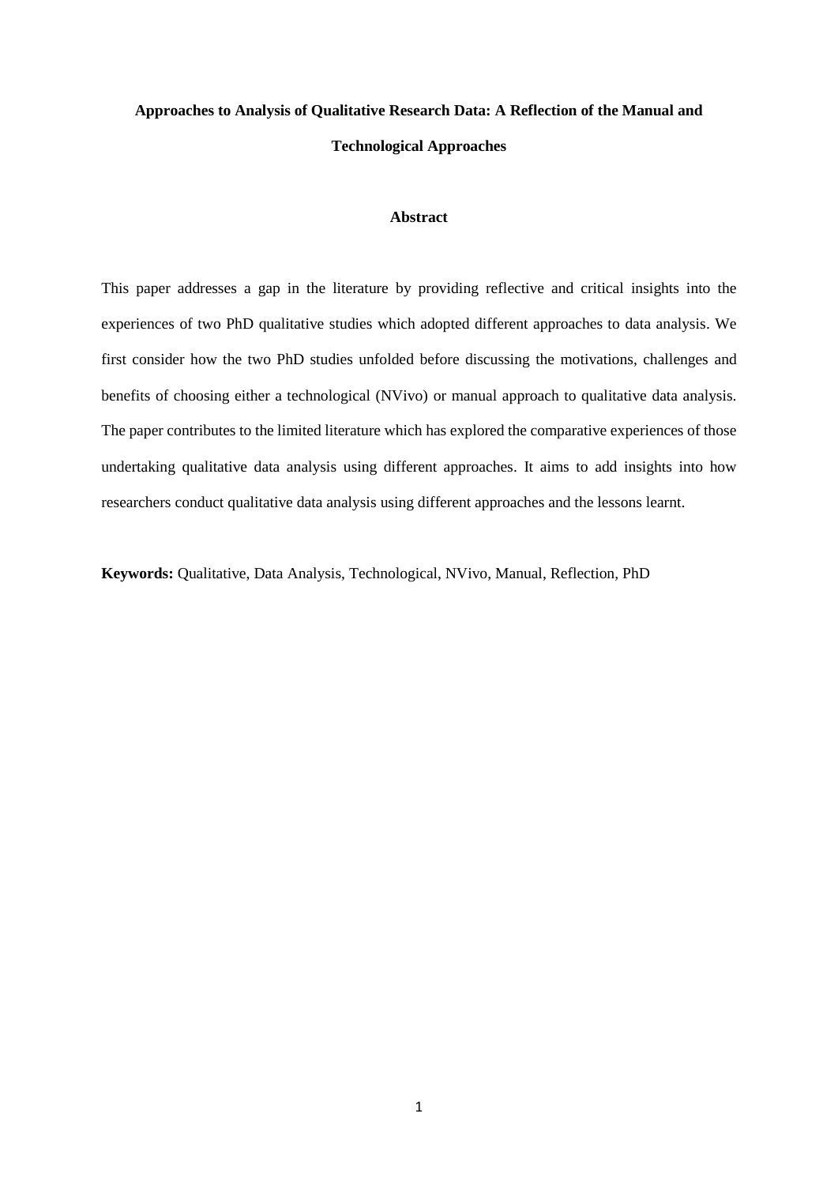# Approaches to Analysis of Qualitative Research Data: A Reflection of the Manual and Technological Approaches

## Abstract

This paper addresses a gap in the literature by providing reflective and critical insights into the experiences of two PhD qualitative studies which adopted different approaches to data analysis. We first consider how the two PhD studies unfolded before discussing the motivations, challenges and benefits of choosing either a technological (NVivo) or manual approach to qualitative data analysis. The paper contributes to the limited literature which has explored the comparative experiences of those undertaking qualitative data analysis using different approaches. It aims to add insights into how researchers conduct qualitative data analysis using different approaches and the lessons learnt.

**Keywords:** Qualitative, Data Analysis, Technological, NVivo, Manual, Reflection, PhD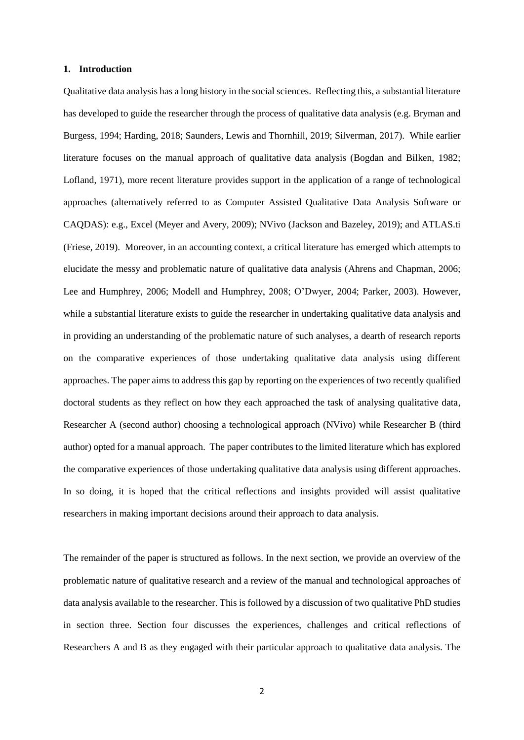## 1. Introduction

Qualitative data analysis has a long history in the social sciences. Reflecting this, a substantial literature has developed to guide the researcher through the process of qualitative data analysis (e.g. Bryman and Burgess, 1994; Harding, 2018; Saunders, Lewis and Thornhill, 2019; Silverman, 2017). While earlier literature focuses on the manual approach of qualitative data analysis (Bogdan and Bilken, 1982; Lofland, 1971), more recent literature provides support in the application of a range of technological approaches (alternatively referred to as Computer Assisted Qualitative Data Analysis Software or CAQDAS): e.g., Excel (Meyer and Avery, 2009); NVivo (Jackson and Bazeley, 2019); and ATLAS.ti (Friese, 2019). Moreover, in an accounting context, a critical literature has emerged which attempts to elucidate the messy and problematic nature of qualitative data analysis (Ahrens and Chapman, 2006; Lee and Humphrey, 2006; Modell and Humphrey, 2008; O'Dwyer, 2004; Parker, 2003). However, while a substantial literature exists to guide the researcher in undertaking qualitative data analysis and in providing an understanding of the problematic nature of such analyses, a dearth of research reports on the comparative experiences of those undertaking qualitative data analysis using different approaches. The paper aims to address this gap by reporting on the experiences of two recently qualified doctoral students as they reflect on how they each approached the task of analysing qualitative data, Researcher A (second author) choosing a technological approach (NVivo) while Researcher B (third author) opted for a manual approach. The paper contributes to the limited literature which has explored the comparative experiences of those undertaking qualitative data analysis using different approaches. In so doing, it is hoped that the critical reflections and insights provided will assist qualitative researchers in making important decisions around their approach to data analysis.

The remainder of the paper is structured as follows. In the next section, we provide an overview of the problematic nature of qualitative research and a review of the manual and technological approaches of data analysis available to the researcher. This is followed by a discussion of two qualitative PhD studies in section three. Section four discusses the experiences, challenges and critical reflections of Researchers A and B as they engaged with their particular approach to qualitative data analysis. The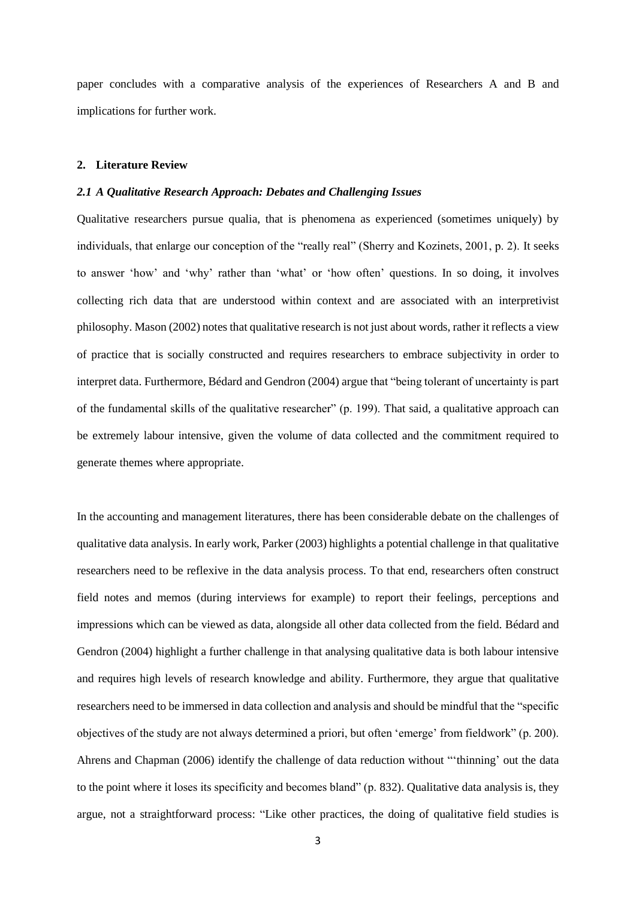paper concludes with a comparative analysis of the experiences of Researchers A and B and implications for further work.

## 2. Literature Review

### *2.1 A Qualitative Research Approach: Debates and Challenging Issues*

Qualitative researchers pursue qualia, that is phenomena as experienced (sometimes uniquely) by individuals, that enlarge our conception of the "really real" (Sherry and Kozinets, 2001, p. 2). It seeks to answer 'how' and 'why' rather than 'what' or 'how often' questions. In so doing, it involves collecting rich data that are understood within context and are associated with an interpretivist philosophy. Mason (2002) notes that qualitative research is not just about words, rather it reflects a view of practice that is socially constructed and requires researchers to embrace subjectivity in order to interpret data. Furthermore, Bédard and Gendron (2004) argue that "being tolerant of uncertainty is part of the fundamental skills of the qualitative researcher" (p. 199). That said, a qualitative approach can be extremely labour intensive, given the volume of data collected and the commitment required to generate themes where appropriate.

In the accounting and management literatures, there has been considerable debate on the challenges of qualitative data analysis. In early work, Parker (2003) highlights a potential challenge in that qualitative researchers need to be reflexive in the data analysis process. To that end, researchers often construct field notes and memos (during interviews for example) to report their feelings, perceptions and impressions which can be viewed as data, alongside all other data collected from the field. Bédard and Gendron (2004) highlight a further challenge in that analysing qualitative data is both labour intensive and requires high levels of research knowledge and ability. Furthermore, they argue that qualitative researchers need to be immersed in data collection and analysis and should be mindful that the "specific objectives of the study are not always determined a priori, but often 'emerge' from fieldwork" (p. 200). Ahrens and Chapman (2006) identify the challenge of data reduction without "'thinning' out the data to the point where it loses its specificity and becomes bland" (p. 832). Qualitative data analysis is, they argue, not a straightforward process: "Like other practices, the doing of qualitative field studies is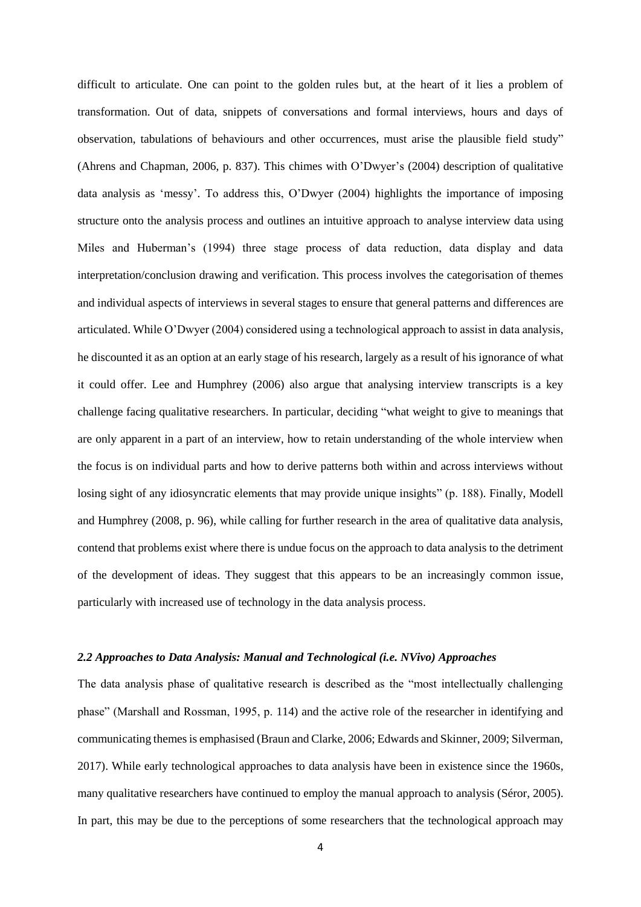difficult to articulate. One can point to the golden rules but, at the heart of it lies a problem of transformation. Out of data, snippets of conversations and formal interviews, hours and days of observation, tabulations of behaviours and other occurrences, must arise the plausible field study" (Ahrens and Chapman, 2006, p. 837). This chimes with O'Dwyer's (2004) description of qualitative data analysis as 'messy'. To address this, O'Dwyer (2004) highlights the importance of imposing structure onto the analysis process and outlines an intuitive approach to analyse interview data using Miles and Huberman's (1994) three stage process of data reduction, data display and data interpretation/conclusion drawing and verification. This process involves the categorisation of themes and individual aspects of interviews in several stages to ensure that general patterns and differences are articulated. While O'Dwyer (2004) considered using a technological approach to assist in data analysis, he discounted it as an option at an early stage of his research, largely as a result of his ignorance of what it could offer. Lee and Humphrey (2006) also argue that analysing interview transcripts is a key challenge facing qualitative researchers. In particular, deciding "what weight to give to meanings that are only apparent in a part of an interview, how to retain understanding of the whole interview when the focus is on individual parts and how to derive patterns both within and across interviews without losing sight of any idiosyncratic elements that may provide unique insights" (p. 188). Finally, Modell and Humphrey (2008, p. 96), while calling for further research in the area of qualitative data analysis, contend that problems exist where there is undue focus on the approach to data analysis to the detriment of the development of ideas. They suggest that this appears to be an increasingly common issue, particularly with increased use of technology in the data analysis process.

### *2.2 Approaches to Data Analysis: Manual and Technological (i.e. NVivo) Approaches*

The data analysis phase of qualitative research is described as the "most intellectually challenging phase" (Marshall and Rossman, 1995, p. 114) and the active role of the researcher in identifying and communicating themes is emphasised (Braun and Clarke, 2006; Edwards and Skinner, 2009; Silverman, 2017). While early technological approaches to data analysis have been in existence since the 1960s, many qualitative researchers have continued to employ the manual approach to analysis (Séror, 2005). In part, this may be due to the perceptions of some researchers that the technological approach may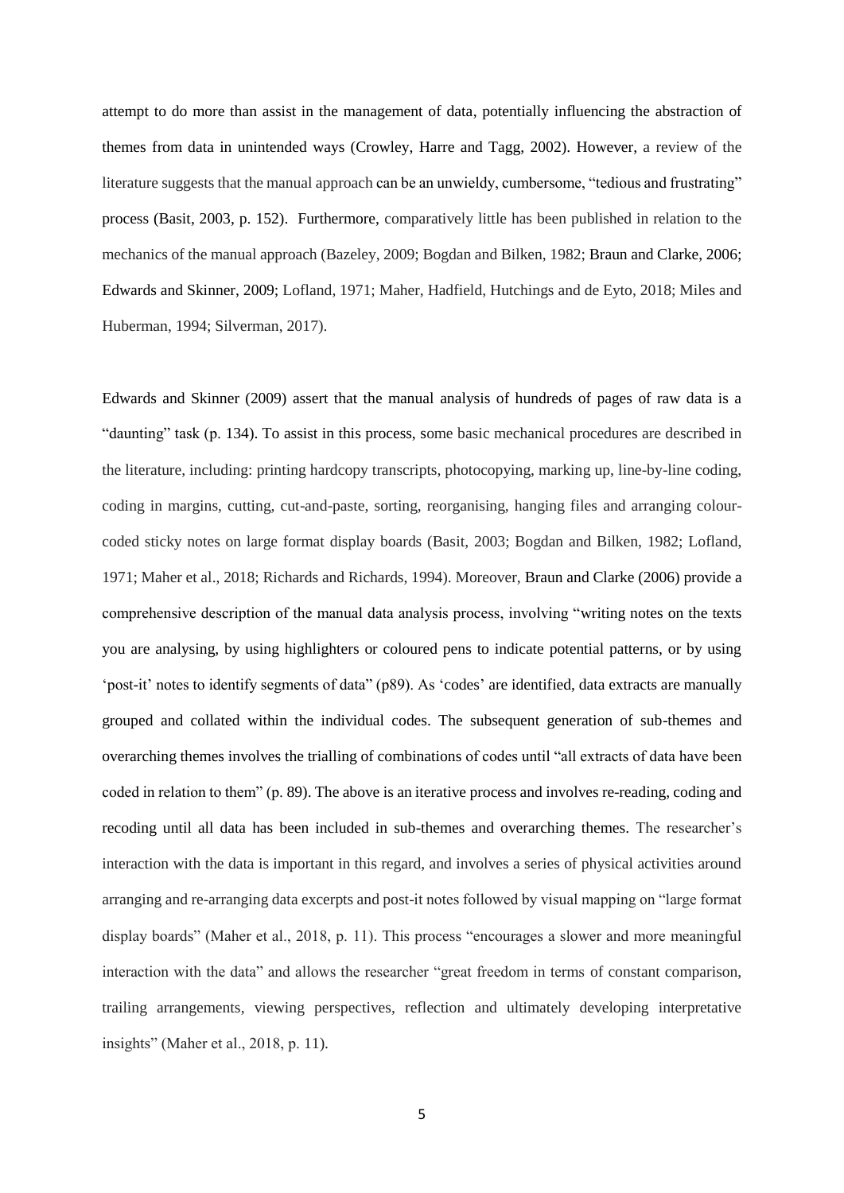attempt to do more than assist in the management of data, potentially influencing the abstraction of themes from data in unintended ways (Crowley, Harre and Tagg, 2002). However, a review of the literature suggests that the manual approach can be an unwieldy, cumbersome, "tedious and frustrating" process (Basit, 2003, p. 152). Furthermore, comparatively little has been published in relation to the mechanics of the manual approach (Bazeley, 2009; Bogdan and Bilken, 1982; Braun and Clarke, 2006; Edwards and Skinner, 2009; Lofland, 1971; Maher, Hadfield, Hutchings and de Eyto, 2018; Miles and Huberman, 1994; Silverman, 2017).

Edwards and Skinner (2009) assert that the manual analysis of hundreds of pages of raw data is a "daunting" task (p. 134). To assist in this process, some basic mechanical procedures are described in the literature, including: printing hardcopy transcripts, photocopying, marking up, line-by-line coding, coding in margins, cutting, cut-and-paste, sorting, reorganising, hanging files and arranging colour-coded sticky notes on large format display boards (Basit, 2003; Bogdan and Bilken, 1982; Lofland, 1971; Maher et al., 2018; Richards and Richards, 1994). Moreover, Braun and Clarke (2006) provide a comprehensive description of the manual data analysis process, involving "writing notes on the texts you are analysing, by using highlighters or coloured pens to indicate potential patterns, or by using 'post-it' notes to identify segments of data" (p89). As 'codes' are identified, data extracts are manually grouped and collated within the individual codes. The subsequent generation of sub-themes and overarching themes involves the trialling of combinations of codes until "all extracts of data have been coded in relation to them" (p. 89). The above is an iterative process and involves re-reading, coding and recoding until all data has been included in sub-themes and overarching themes. The researcher's interaction with the data is important in this regard, and involves a series of physical activities around arranging and re-arranging data excerpts and post-it notes followed by visual mapping on "large format display boards" (Maher et al., 2018, p. 11). This process "encourages a slower and more meaningful interaction with the data" and allows the researcher "great freedom in terms of constant comparison, trailing arrangements, viewing perspectives, reflection and ultimately developing interpretative insights" (Maher et al., 2018, p. 11).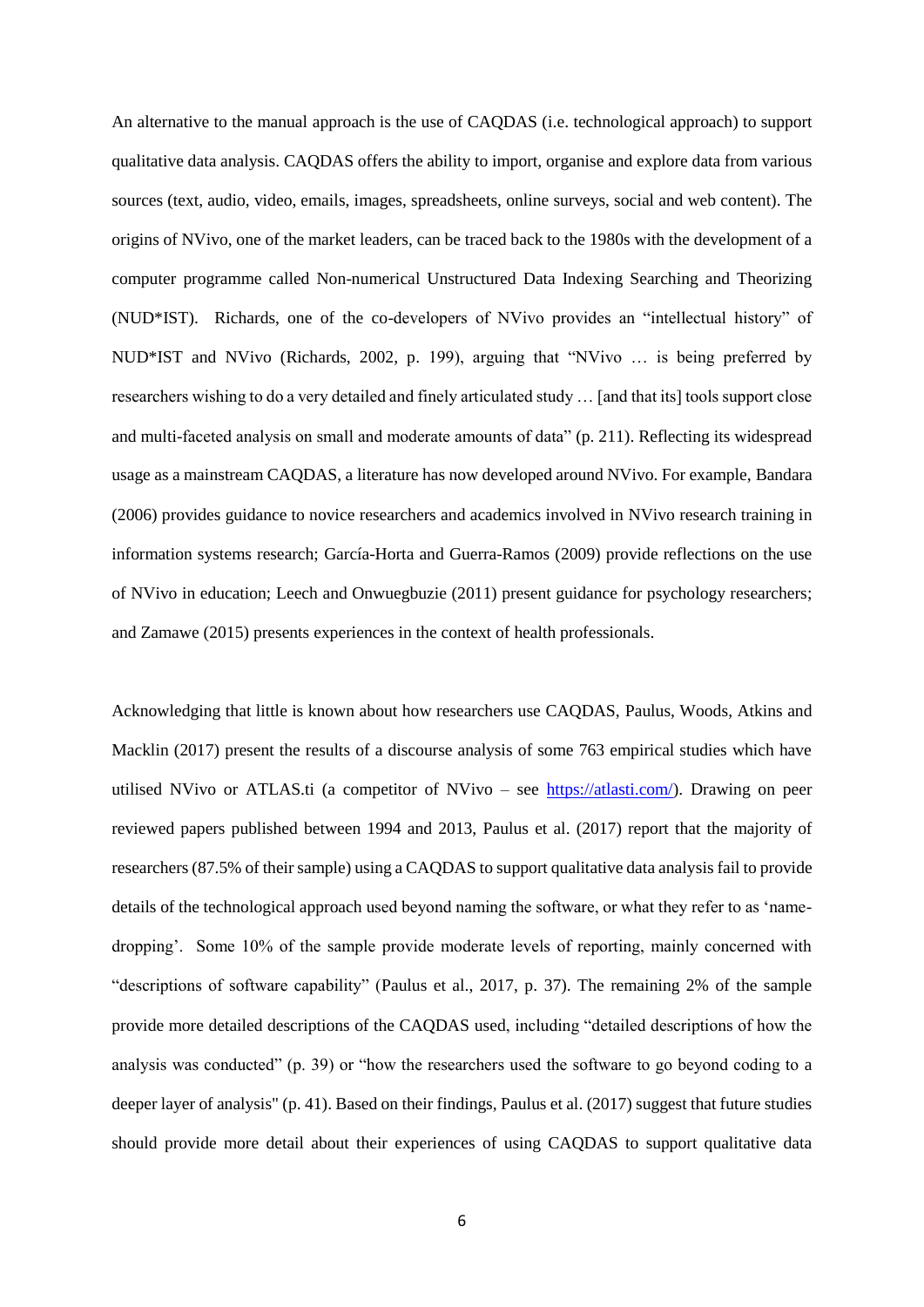An alternative to the manual approach is the use of CAQDAS (i.e. technological approach) to support qualitative data analysis. CAQDAS offers the ability to import, organise and explore data from various sources (text, audio, video, emails, images, spreadsheets, online surveys, social and web content). The origins of NVivo, one of the market leaders, can be traced back to the 1980s with the development of a computer programme called Non-numerical Unstructured Data Indexing Searching and Theorizing (NUD*IST). Richards, one of the co-developers of NVivo provides an "intellectual history" of NUD*IST and NVivo (Richards, 2002, p. 199), arguing that "NVivo … is being preferred by researchers wishing to do a very detailed and finely articulated study … [and that its] tools support close and multi-faceted analysis on small and moderate amounts of data" (p. 211). Reflecting its widespread usage as a mainstream CAQDAS, a literature has now developed around NVivo. For example, Bandara (2006) provides guidance to novice researchers and academics involved in NVivo research training in information systems research; García-Horta and Guerra-Ramos (2009) provide reflections on the use of NVivo in education; Leech and Onwuegbuzie (2011) present guidance for psychology researchers; and Zamawe (2015) presents experiences in the context of health professionals.

Acknowledging that little is known about how researchers use CAQDAS, Paulus, Woods, Atkins and Macklin (2017) present the results of a discourse analysis of some 763 empirical studies which have utilised NVivo or ATLAS.ti (a competitor of NVivo – see https://atlasti.com/). Drawing on peer reviewed papers published between 1994 and 2013, Paulus et al. (2017) report that the majority of researchers (87.5% of their sample) using a CAQDAS to support qualitative data analysis fail to provide details of the technological approach used beyond naming the software, or what they refer to as 'name-dropping'. Some 10% of the sample provide moderate levels of reporting, mainly concerned with "descriptions of software capability" (Paulus et al., 2017, p. 37). The remaining 2% of the sample provide more detailed descriptions of the CAQDAS used, including "detailed descriptions of how the analysis was conducted" (p. 39) or "how the researchers used the software to go beyond coding to a deeper layer of analysis" (p. 41). Based on their findings, Paulus et al. (2017) suggest that future studies should provide more detail about their experiences of using CAQDAS to support qualitative data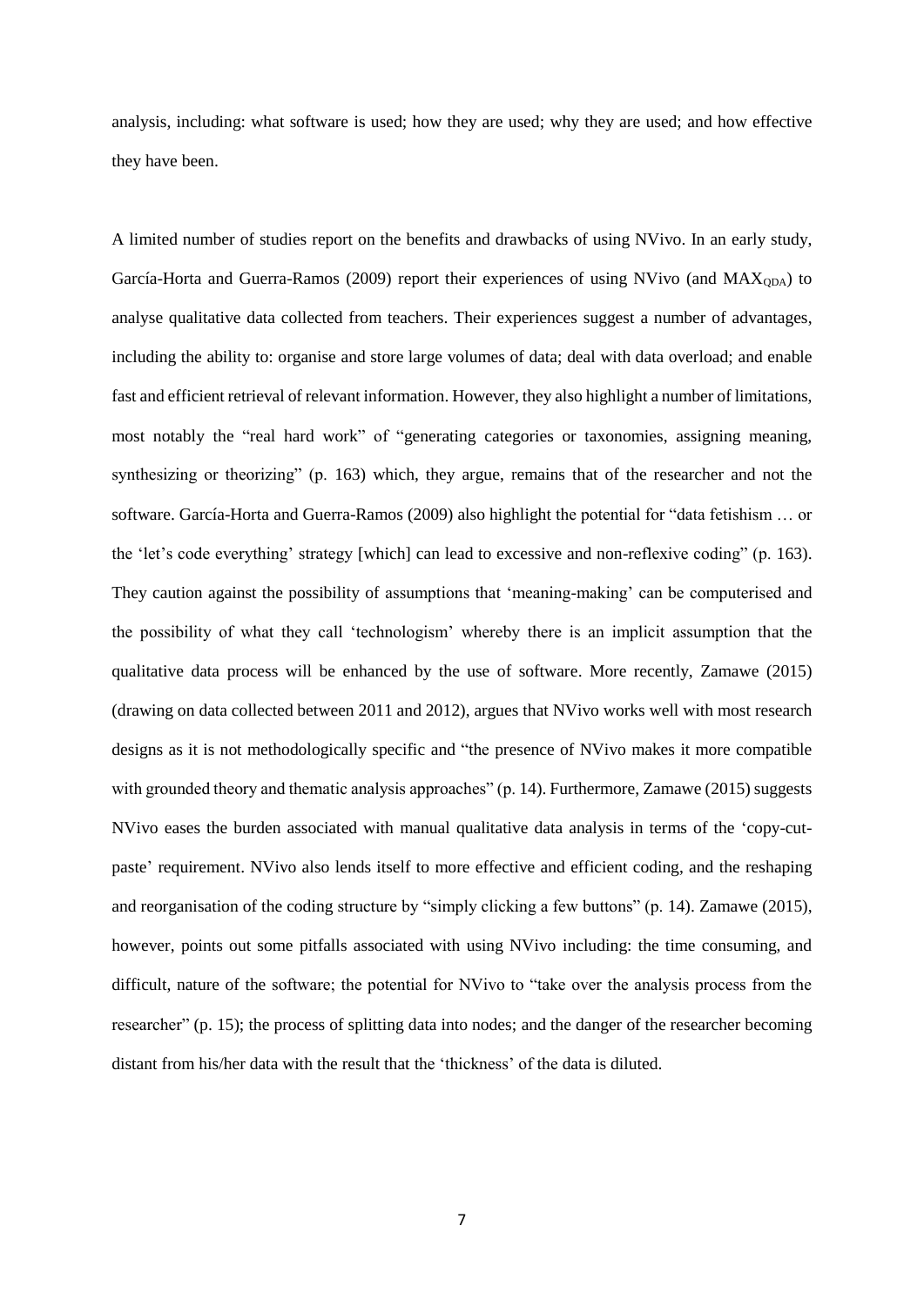analysis, including: what software is used; how they are used; why they are used; and how effective they have been.

A limited number of studies report on the benefits and drawbacks of using NVivo. In an early study, García-Horta and Guerra-Ramos (2009) report their experiences of using NVivo (and $MAX_{QDA}$) to analyse qualitative data collected from teachers. Their experiences suggest a number of advantages, including the ability to: organise and store large volumes of data; deal with data overload; and enable fast and efficient retrieval of relevant information. However, they also highlight a number of limitations, most notably the "real hard work" of "generating categories or taxonomies, assigning meaning, synthesizing or theorizing" (p. 163) which, they argue, remains that of the researcher and not the software. García-Horta and Guerra-Ramos (2009) also highlight the potential for "data fetishism … or the 'let's code everything' strategy [which] can lead to excessive and non-reflexive coding" (p. 163). They caution against the possibility of assumptions that 'meaning-making' can be computerised and the possibility of what they call 'technologism' whereby there is an implicit assumption that the qualitative data process will be enhanced by the use of software. More recently, Zamawe (2015) (drawing on data collected between 2011 and 2012), argues that NVivo works well with most research designs as it is not methodologically specific and "the presence of NVivo makes it more compatible with grounded theory and thematic analysis approaches" (p. 14). Furthermore, Zamawe (2015) suggests NVivo eases the burden associated with manual qualitative data analysis in terms of the 'copy-cut-paste' requirement. NVivo also lends itself to more effective and efficient coding, and the reshaping and reorganisation of the coding structure by "simply clicking a few buttons" (p. 14). Zamawe (2015), however, points out some pitfalls associated with using NVivo including: the time consuming, and difficult, nature of the software; the potential for NVivo to "take over the analysis process from the researcher" (p. 15); the process of splitting data into nodes; and the danger of the researcher becoming distant from his/her data with the result that the 'thickness' of the data is diluted.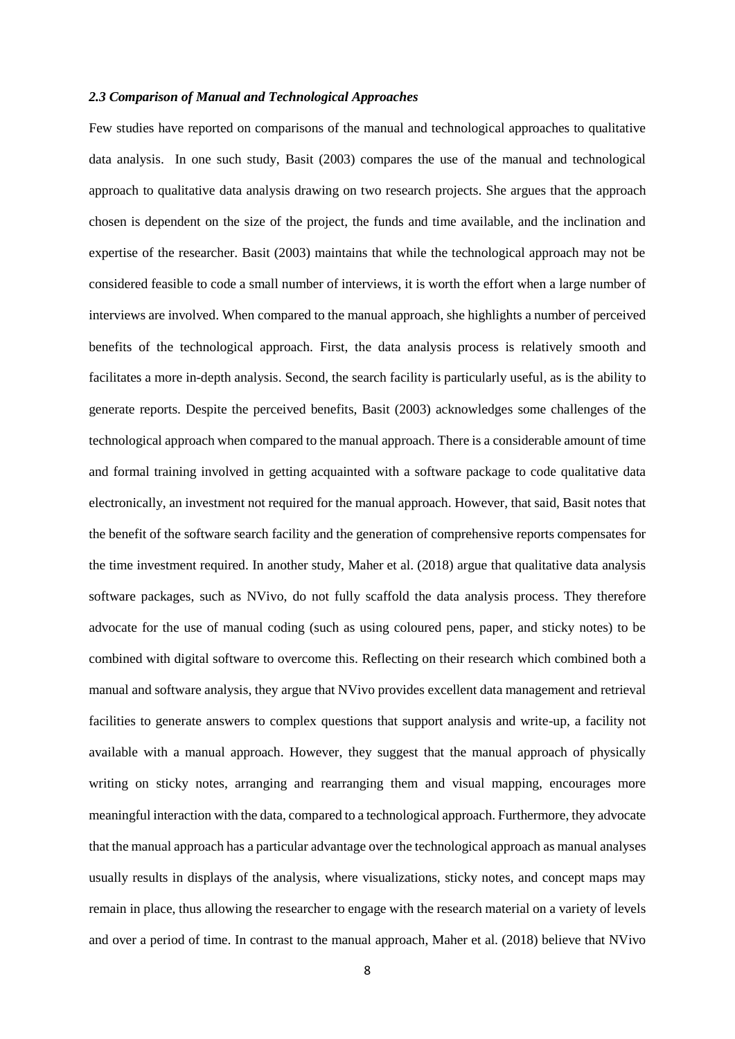### *2.3 Comparison of Manual and Technological Approaches*

Few studies have reported on comparisons of the manual and technological approaches to qualitative data analysis. In one such study, Basit (2003) compares the use of the manual and technological approach to qualitative data analysis drawing on two research projects. She argues that the approach chosen is dependent on the size of the project, the funds and time available, and the inclination and expertise of the researcher. Basit (2003) maintains that while the technological approach may not be considered feasible to code a small number of interviews, it is worth the effort when a large number of interviews are involved. When compared to the manual approach, she highlights a number of perceived benefits of the technological approach. First, the data analysis process is relatively smooth and facilitates a more in-depth analysis. Second, the search facility is particularly useful, as is the ability to generate reports. Despite the perceived benefits, Basit (2003) acknowledges some challenges of the technological approach when compared to the manual approach. There is a considerable amount of time and formal training involved in getting acquainted with a software package to code qualitative data electronically, an investment not required for the manual approach. However, that said, Basit notes that the benefit of the software search facility and the generation of comprehensive reports compensates for the time investment required. In another study, Maher et al. (2018) argue that qualitative data analysis software packages, such as NVivo, do not fully scaffold the data analysis process. They therefore advocate for the use of manual coding (such as using coloured pens, paper, and sticky notes) to be combined with digital software to overcome this. Reflecting on their research which combined both a manual and software analysis, they argue that NVivo provides excellent data management and retrieval facilities to generate answers to complex questions that support analysis and write-up, a facility not available with a manual approach. However, they suggest that the manual approach of physically writing on sticky notes, arranging and rearranging them and visual mapping, encourages more meaningful interaction with the data, compared to a technological approach. Furthermore, they advocate that the manual approach has a particular advantage over the technological approach as manual analyses usually results in displays of the analysis, where visualizations, sticky notes, and concept maps may remain in place, thus allowing the researcher to engage with the research material on a variety of levels and over a period of time. In contrast to the manual approach, Maher et al. (2018) believe that NVivo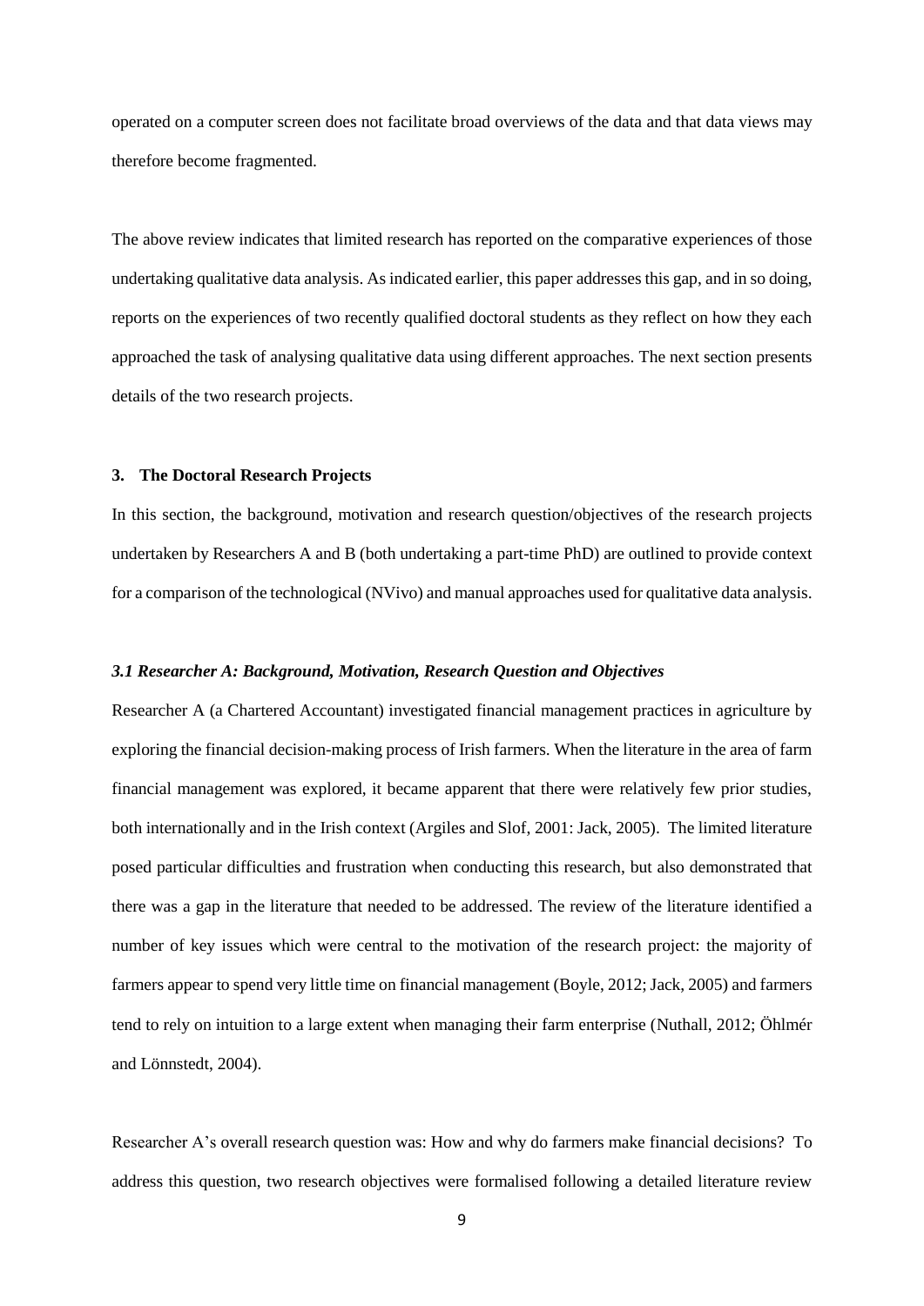operated on a computer screen does not facilitate broad overviews of the data and that data views may therefore become fragmented.

The above review indicates that limited research has reported on the comparative experiences of those undertaking qualitative data analysis. As indicated earlier, this paper addresses this gap, and in so doing, reports on the experiences of two recently qualified doctoral students as they reflect on how they each approached the task of analysing qualitative data using different approaches. The next section presents details of the two research projects.

## 3. The Doctoral Research Projects

In this section, the background, motivation and research question/objectives of the research projects undertaken by Researchers A and B (both undertaking a part-time PhD) are outlined to provide context for a comparison of the technological (NVivo) and manual approaches used for qualitative data analysis.

### *3.1 Researcher A: Background, Motivation, Research Question and Objectives*

Researcher A (a Chartered Accountant) investigated financial management practices in agriculture by exploring the financial decision-making process of Irish farmers. When the literature in the area of farm financial management was explored, it became apparent that there were relatively few prior studies, both internationally and in the Irish context (Argiles and Slof, 2001: Jack, 2005). The limited literature posed particular difficulties and frustration when conducting this research, but also demonstrated that there was a gap in the literature that needed to be addressed. The review of the literature identified a number of key issues which were central to the motivation of the research project: the majority of farmers appear to spend very little time on financial management (Boyle, 2012; Jack, 2005) and farmers tend to rely on intuition to a large extent when managing their farm enterprise (Nuthall, 2012; Öhlmér and Lönnstedt, 2004).

Researcher A's overall research question was: How and why do farmers make financial decisions? To address this question, two research objectives were formalised following a detailed literature review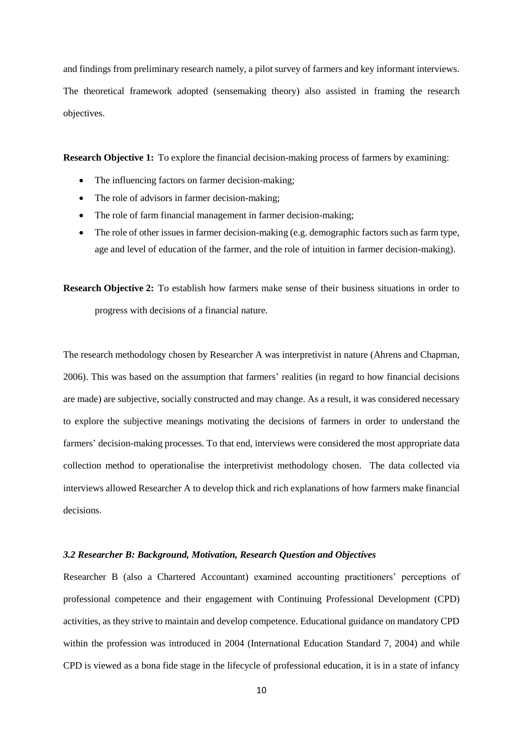and findings from preliminary research namely, a pilot survey of farmers and key informant interviews. The theoretical framework adopted (sensemaking theory) also assisted in framing the research objectives.

**Research Objective 1:** To explore the financial decision-making process of farmers by examining:

- The influencing factors on farmer decision-making;
- The role of advisors in farmer decision-making;
- The role of farm financial management in farmer decision-making;
- The role of other issues in farmer decision-making (e.g. demographic factors such as farm type, age and level of education of the farmer, and the role of intuition in farmer decision-making).

**Research Objective 2:** To establish how farmers make sense of their business situations in order to progress with decisions of a financial nature.

The research methodology chosen by Researcher A was interpretivist in nature (Ahrens and Chapman, 2006). This was based on the assumption that farmers' realities (in regard to how financial decisions are made) are subjective, socially constructed and may change. As a result, it was considered necessary to explore the subjective meanings motivating the decisions of farmers in order to understand the farmers' decision-making processes. To that end, interviews were considered the most appropriate data collection method to operationalise the interpretivist methodology chosen. The data collected via interviews allowed Researcher A to develop thick and rich explanations of how farmers make financial decisions.

### *3.2 Researcher B: Background, Motivation, Research Question and Objectives*

Researcher B (also a Chartered Accountant) examined accounting practitioners' perceptions of professional competence and their engagement with Continuing Professional Development (CPD) activities, as they strive to maintain and develop competence. Educational guidance on mandatory CPD within the profession was introduced in 2004 (International Education Standard 7, 2004) and while CPD is viewed as a bona fide stage in the lifecycle of professional education, it is in a state of infancy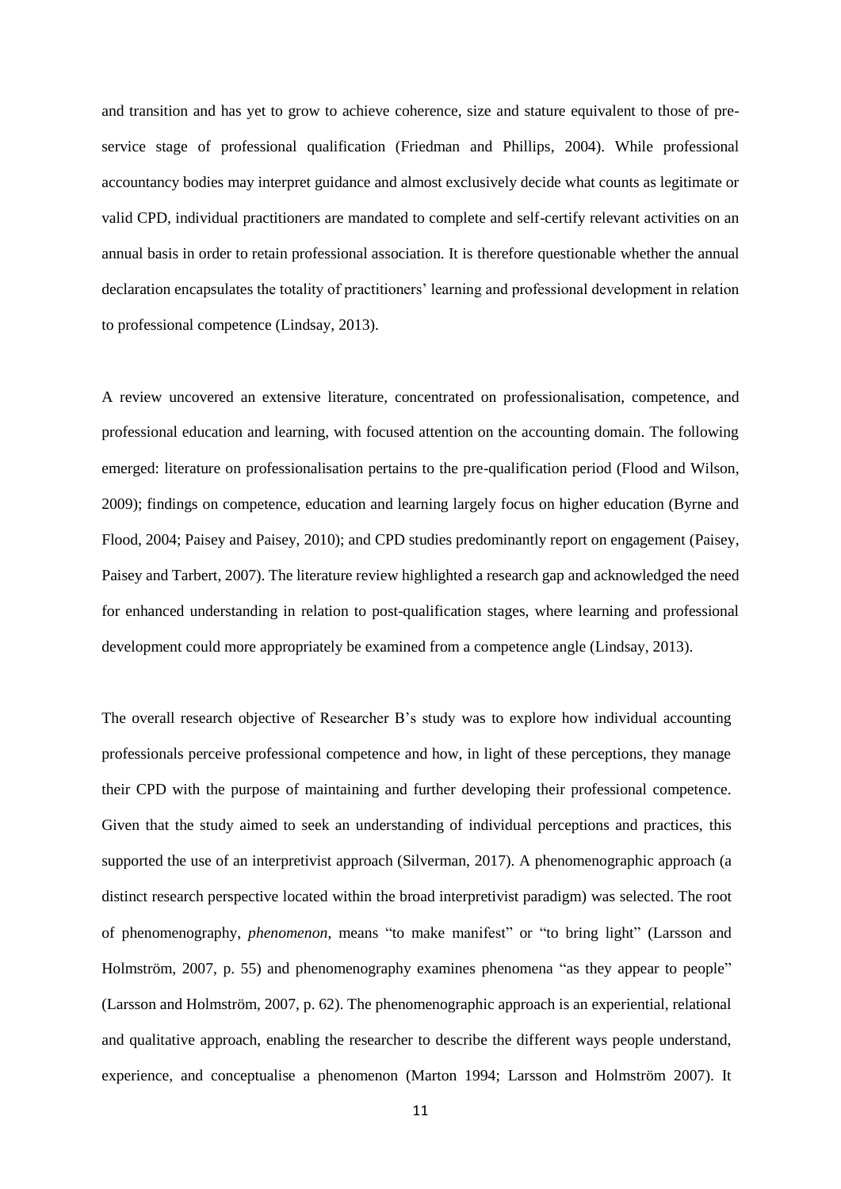and transition and has yet to grow to achieve coherence, size and stature equivalent to those of pre-service stage of professional qualification (Friedman and Phillips, 2004). While professional accountancy bodies may interpret guidance and almost exclusively decide what counts as legitimate or valid CPD, individual practitioners are mandated to complete and self-certify relevant activities on an annual basis in order to retain professional association. It is therefore questionable whether the annual declaration encapsulates the totality of practitioners' learning and professional development in relation to professional competence (Lindsay, 2013).

A review uncovered an extensive literature, concentrated on professionalisation, competence, and professional education and learning, with focused attention on the accounting domain. The following emerged: literature on professionalisation pertains to the pre-qualification period (Flood and Wilson, 2009); findings on competence, education and learning largely focus on higher education (Byrne and Flood, 2004; Paisey and Paisey, 2010); and CPD studies predominantly report on engagement (Paisey, Paisey and Tarbert, 2007). The literature review highlighted a research gap and acknowledged the need for enhanced understanding in relation to post-qualification stages, where learning and professional development could more appropriately be examined from a competence angle (Lindsay, 2013).

The overall research objective of Researcher B's study was to explore how individual accounting professionals perceive professional competence and how, in light of these perceptions, they manage their CPD with the purpose of maintaining and further developing their professional competence. Given that the study aimed to seek an understanding of individual perceptions and practices, this supported the use of an interpretivist approach (Silverman, 2017). A phenomenographic approach (a distinct research perspective located within the broad interpretivist paradigm) was selected. The root of phenomenography, *phenomenon*, means "to make manifest" or "to bring light" (Larsson and Holmström, 2007, p. 55) and phenomenography examines phenomena "as they appear to people" (Larsson and Holmström, 2007, p. 62). The phenomenographic approach is an experiential, relational and qualitative approach, enabling the researcher to describe the different ways people understand, experience, and conceptualise a phenomenon (Marton 1994; Larsson and Holmström 2007). It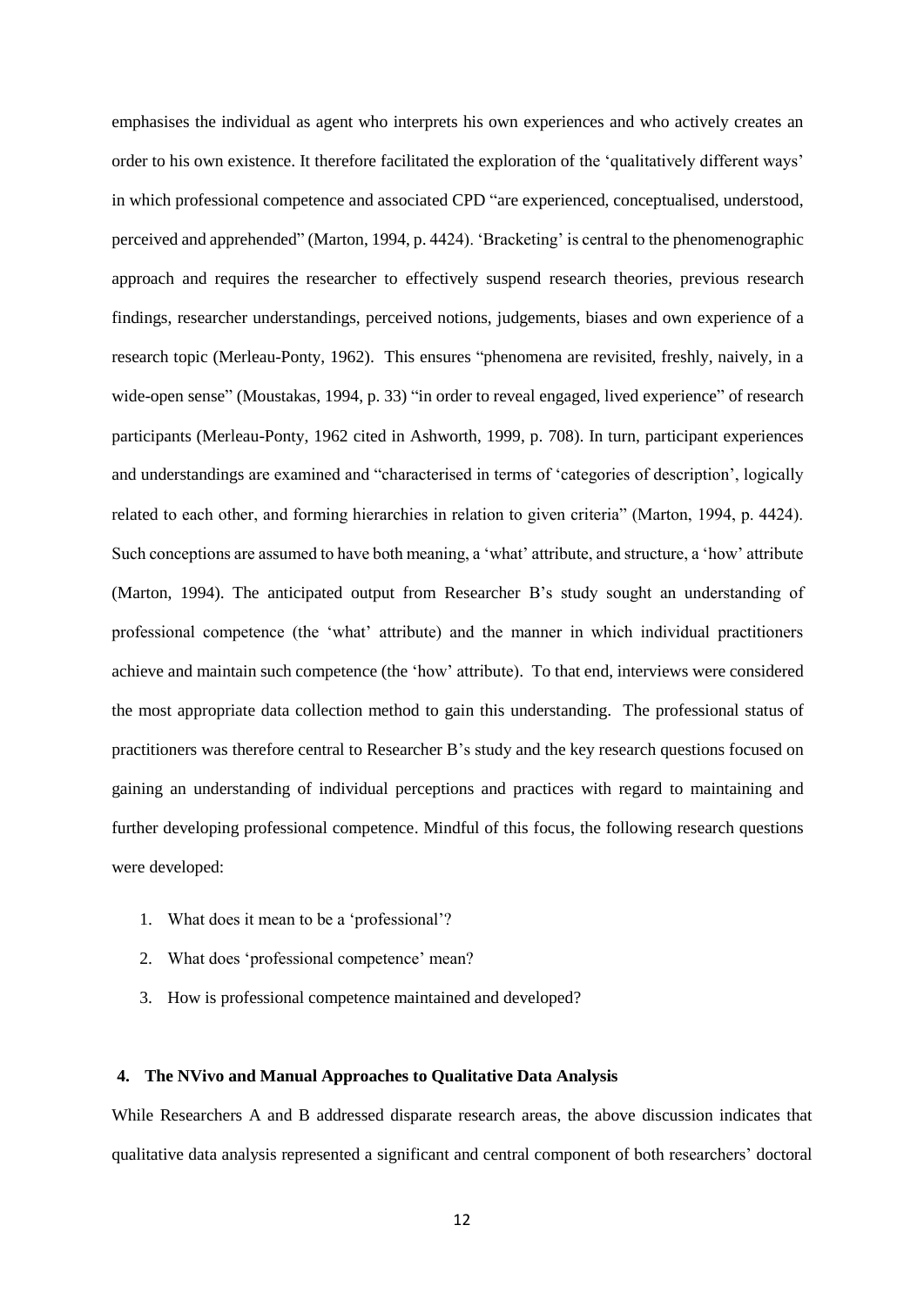emphasises the individual as agent who interprets his own experiences and who actively creates an order to his own existence. It therefore facilitated the exploration of the 'qualitatively different ways' in which professional competence and associated CPD "are experienced, conceptualised, understood, perceived and apprehended" (Marton, 1994, p. 4424). 'Bracketing' is central to the phenomenographic approach and requires the researcher to effectively suspend research theories, previous research findings, researcher understandings, perceived notions, judgements, biases and own experience of a research topic (Merleau-Ponty, 1962). This ensures "phenomena are revisited, freshly, naively, in a wide-open sense" (Moustakas, 1994, p. 33) "in order to reveal engaged, lived experience" of research participants (Merleau-Ponty, 1962 cited in Ashworth, 1999, p. 708). In turn, participant experiences and understandings are examined and "characterised in terms of 'categories of description', logically related to each other, and forming hierarchies in relation to given criteria" (Marton, 1994, p. 4424). Such conceptions are assumed to have both meaning, a 'what' attribute, and structure, a 'how' attribute (Marton, 1994). The anticipated output from Researcher B's study sought an understanding of professional competence (the 'what' attribute) and the manner in which individual practitioners achieve and maintain such competence (the 'how' attribute). To that end, interviews were considered the most appropriate data collection method to gain this understanding. The professional status of practitioners was therefore central to Researcher B's study and the key research questions focused on gaining an understanding of individual perceptions and practices with regard to maintaining and further developing professional competence. Mindful of this focus, the following research questions were developed:

1. What does it mean to be a 'professional'?
2. What does 'professional competence' mean?
3. How is professional competence maintained and developed?

## 4. The NVivo and Manual Approaches to Qualitative Data Analysis

While Researchers A and B addressed disparate research areas, the above discussion indicates that qualitative data analysis represented a significant and central component of both researchers' doctoral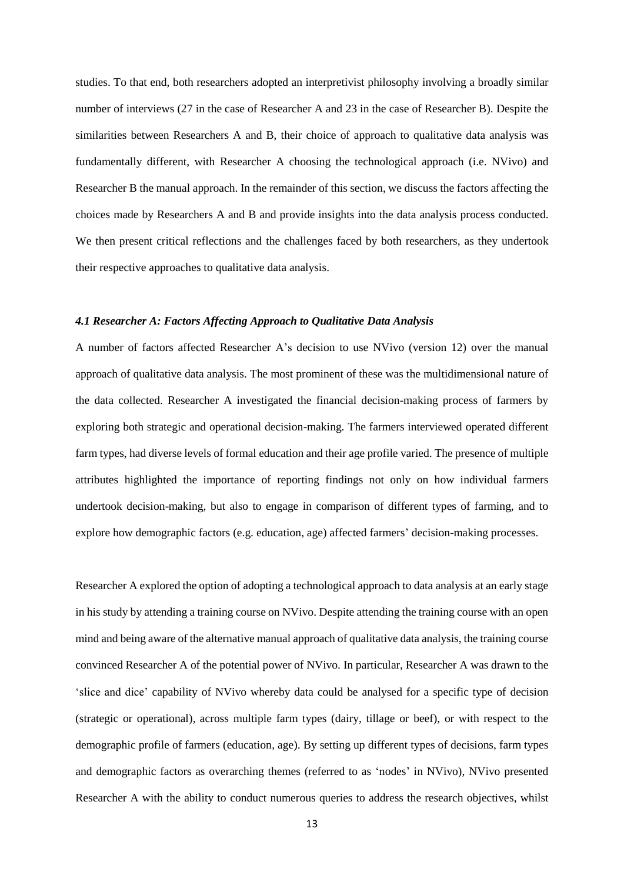studies. To that end, both researchers adopted an interpretivist philosophy involving a broadly similar number of interviews (27 in the case of Researcher A and 23 in the case of Researcher B). Despite the similarities between Researchers A and B, their choice of approach to qualitative data analysis was fundamentally different, with Researcher A choosing the technological approach (i.e. NVivo) and Researcher B the manual approach. In the remainder of this section, we discuss the factors affecting the choices made by Researchers A and B and provide insights into the data analysis process conducted. We then present critical reflections and the challenges faced by both researchers, as they undertook their respective approaches to qualitative data analysis.

### *4.1 Researcher A: Factors Affecting Approach to Qualitative Data Analysis*

A number of factors affected Researcher A's decision to use NVivo (version 12) over the manual approach of qualitative data analysis. The most prominent of these was the multidimensional nature of the data collected. Researcher A investigated the financial decision-making process of farmers by exploring both strategic and operational decision-making. The farmers interviewed operated different farm types, had diverse levels of formal education and their age profile varied. The presence of multiple attributes highlighted the importance of reporting findings not only on how individual farmers undertook decision-making, but also to engage in comparison of different types of farming, and to explore how demographic factors (e.g. education, age) affected farmers' decision-making processes.

Researcher A explored the option of adopting a technological approach to data analysis at an early stage in his study by attending a training course on NVivo. Despite attending the training course with an open mind and being aware of the alternative manual approach of qualitative data analysis, the training course convinced Researcher A of the potential power of NVivo. In particular, Researcher A was drawn to the 'slice and dice' capability of NVivo whereby data could be analysed for a specific type of decision (strategic or operational), across multiple farm types (dairy, tillage or beef), or with respect to the demographic profile of farmers (education, age). By setting up different types of decisions, farm types and demographic factors as overarching themes (referred to as 'nodes' in NVivo), NVivo presented Researcher A with the ability to conduct numerous queries to address the research objectives, whilst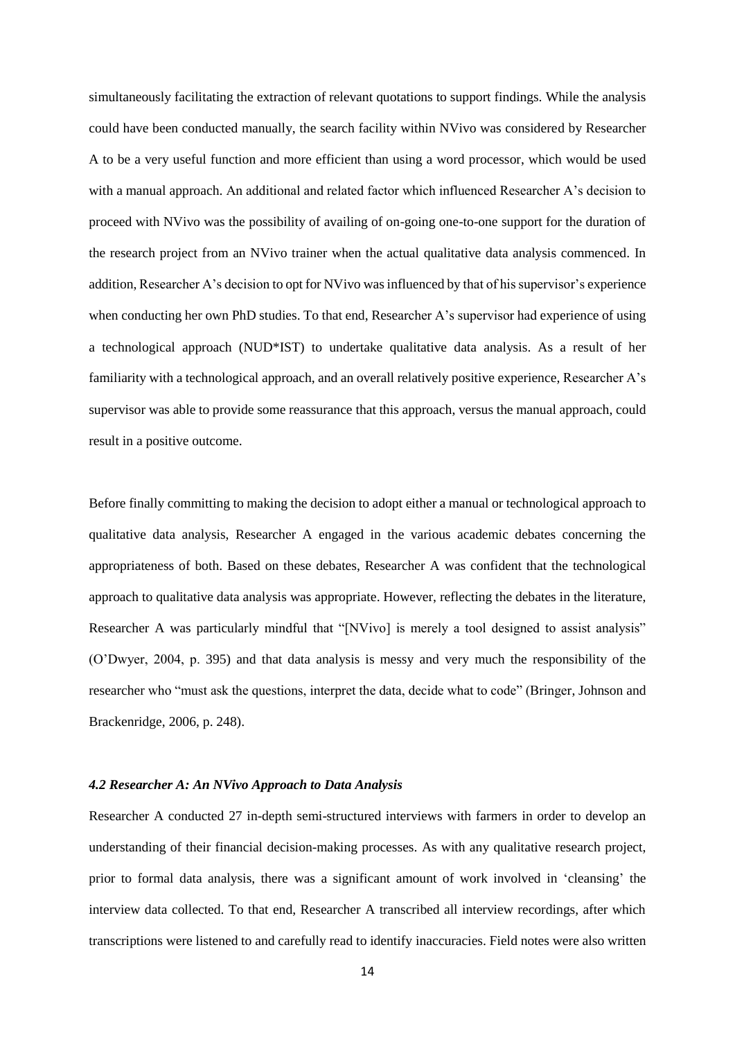simultaneously facilitating the extraction of relevant quotations to support findings. While the analysis could have been conducted manually, the search facility within NVivo was considered by Researcher A to be a very useful function and more efficient than using a word processor, which would be used with a manual approach. An additional and related factor which influenced Researcher A's decision to proceed with NVivo was the possibility of availing of on-going one-to-one support for the duration of the research project from an NVivo trainer when the actual qualitative data analysis commenced. In addition, Researcher A's decision to opt for NVivo was influenced by that of his supervisor's experience when conducting her own PhD studies. To that end, Researcher A's supervisor had experience of using a technological approach (NUD*IST) to undertake qualitative data analysis. As a result of her familiarity with a technological approach, and an overall relatively positive experience, Researcher A's supervisor was able to provide some reassurance that this approach, versus the manual approach, could result in a positive outcome.

Before finally committing to making the decision to adopt either a manual or technological approach to qualitative data analysis, Researcher A engaged in the various academic debates concerning the appropriateness of both. Based on these debates, Researcher A was confident that the technological approach to qualitative data analysis was appropriate. However, reflecting the debates in the literature, Researcher A was particularly mindful that "[NVivo] is merely a tool designed to assist analysis" (O'Dwyer, 2004, p. 395) and that data analysis is messy and very much the responsibility of the researcher who "must ask the questions, interpret the data, decide what to code" (Bringer, Johnson and Brackenridge, 2006, p. 248).

#### *4.2 Researcher A: An NVivo Approach to Data Analysis*

Researcher A conducted 27 in-depth semi-structured interviews with farmers in order to develop an understanding of their financial decision-making processes. As with any qualitative research project, prior to formal data analysis, there was a significant amount of work involved in 'cleansing' the interview data collected. To that end, Researcher A transcribed all interview recordings, after which transcriptions were listened to and carefully read to identify inaccuracies. Field notes were also written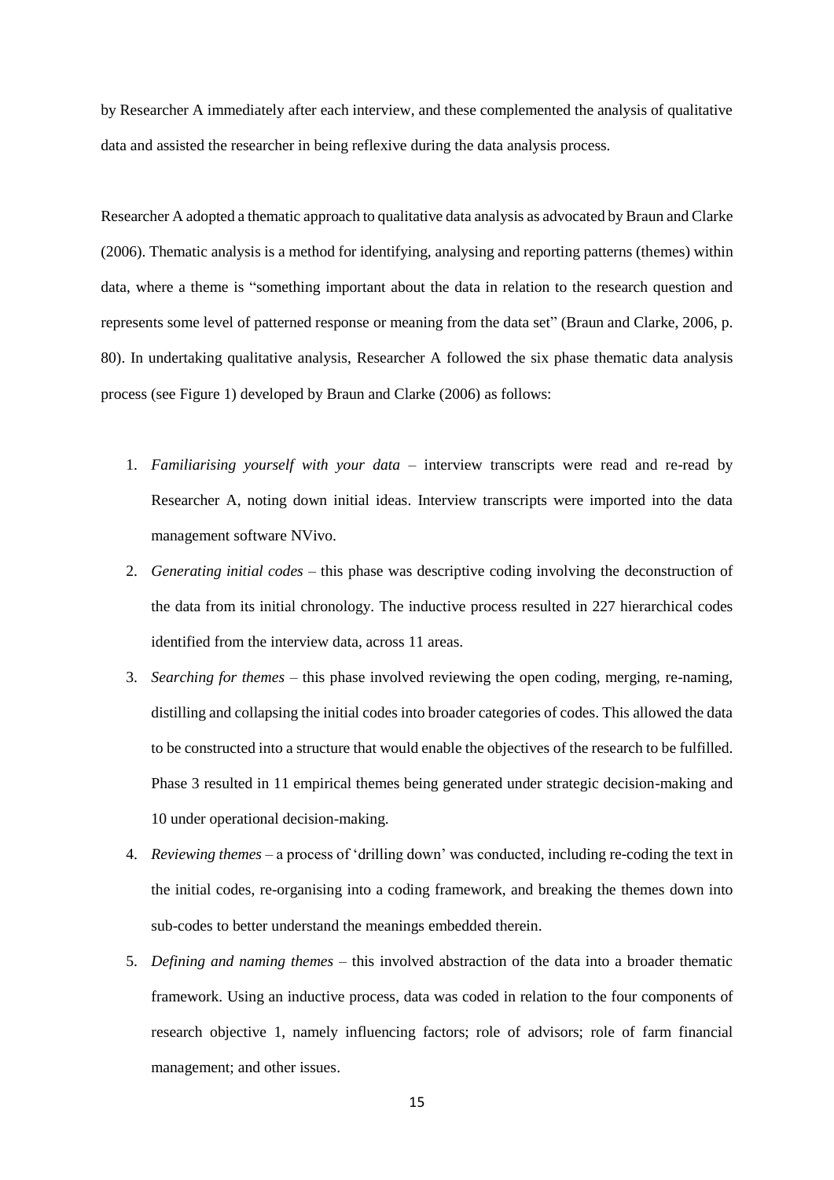by Researcher A immediately after each interview, and these complemented the analysis of qualitative data and assisted the researcher in being reflexive during the data analysis process.

Researcher A adopted a thematic approach to qualitative data analysis as advocated by Braun and Clarke (2006). Thematic analysis is a method for identifying, analysing and reporting patterns (themes) within data, where a theme is "something important about the data in relation to the research question and represents some level of patterned response or meaning from the data set" (Braun and Clarke, 2006, p. 80). In undertaking qualitative analysis, Researcher A followed the six phase thematic data analysis process (see Figure 1) developed by Braun and Clarke (2006) as follows:

1. *Familiarising yourself with your data* – interview transcripts were read and re-read by Researcher A, noting down initial ideas. Interview transcripts were imported into the data management software NVivo.
2. *Generating initial codes* – this phase was descriptive coding involving the deconstruction of the data from its initial chronology. The inductive process resulted in 227 hierarchical codes identified from the interview data, across 11 areas.
3. *Searching for themes* – this phase involved reviewing the open coding, merging, re-naming, distilling and collapsing the initial codes into broader categories of codes. This allowed the data to be constructed into a structure that would enable the objectives of the research to be fulfilled. Phase 3 resulted in 11 empirical themes being generated under strategic decision-making and 10 under operational decision-making.
4. *Reviewing themes* – a process of 'drilling down' was conducted, including re-coding the text in the initial codes, re-organising into a coding framework, and breaking the themes down into sub-codes to better understand the meanings embedded therein.
5. *Defining and naming themes* – this involved abstraction of the data into a broader thematic framework. Using an inductive process, data was coded in relation to the four components of research objective 1, namely influencing factors; role of advisors; role of farm financial management; and other issues.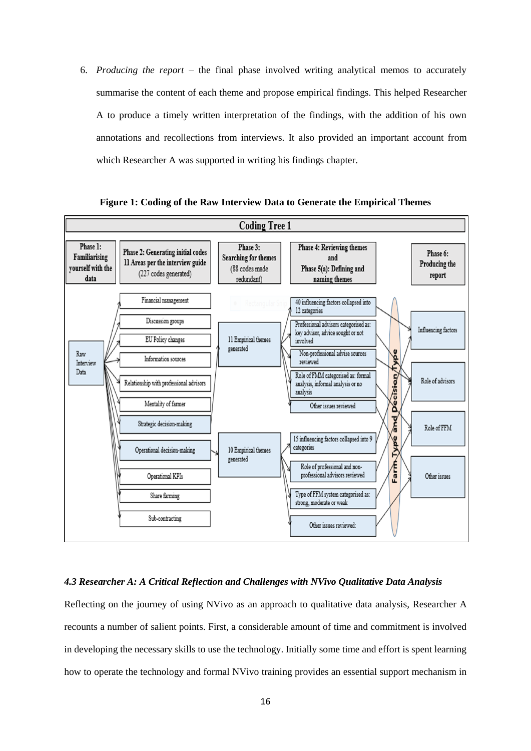6. *Producing the report* – the final phase involved writing analytical memos to accurately summarise the content of each theme and propose empirical findings. This helped Researcher A to produce a timely written interpretation of the findings, with the addition of his own annotations and recollections from interviews. It also provided an important account from which Researcher A was supported in writing his findings chapter.

**Figure 1: Coding of the Raw Interview Data to Generate the Empirical Themes**

**Coding Tree 1**

**Phase 1: Familiarising yourself with the data**

- Raw Interview Data

**Phase 2: Generating initial codes 11 Areas per the interview guide** (227 codes generated)

- Financial management
- Discussion groups
- EU Policy changes
- Information sources
- Relationship with professional advisors
- Mentality of farmer
- Strategic decision-making
- Operational decision-making
- Operational KPIs
- Share farming
- Sub-contracting

**Phase 3: Searching for themes** (88 codes made redundant)

- 11 Empirical themes generated
- 10 Empirical themes generated

**Phase 4: Reviewing themes and Phase 5(a): Defining and naming themes**

- 40 influencing factors collapsed into 12 categories
- Professional advisors categorised as: key advisor, advice sought or not involved
- Non-professional advise sources reviewed
- Role of FMM categorised as: formal analysis, informal analysis or no analysis
- Other issues reviewed
- 15 influencing factors collapsed into 9 categories
- Role of professional and non-professional advisors reviewed
- Type of FFM system categorised as: strong, moderate or weak
- Other issues reviewed:

Farm Type and Decision Type

**Phase 6: Producing the report**

- Influencing factors
- Role of advisors
- Role of FFM
- Other issues

#### *4.3 Researcher A: A Critical Reflection and Challenges with NVivo Qualitative Data Analysis*

Reflecting on the journey of using NVivo as an approach to qualitative data analysis, Researcher A recounts a number of salient points. First, a considerable amount of time and commitment is involved in developing the necessary skills to use the technology. Initially some time and effort is spent learning how to operate the technology and formal NVivo training provides an essential support mechanism in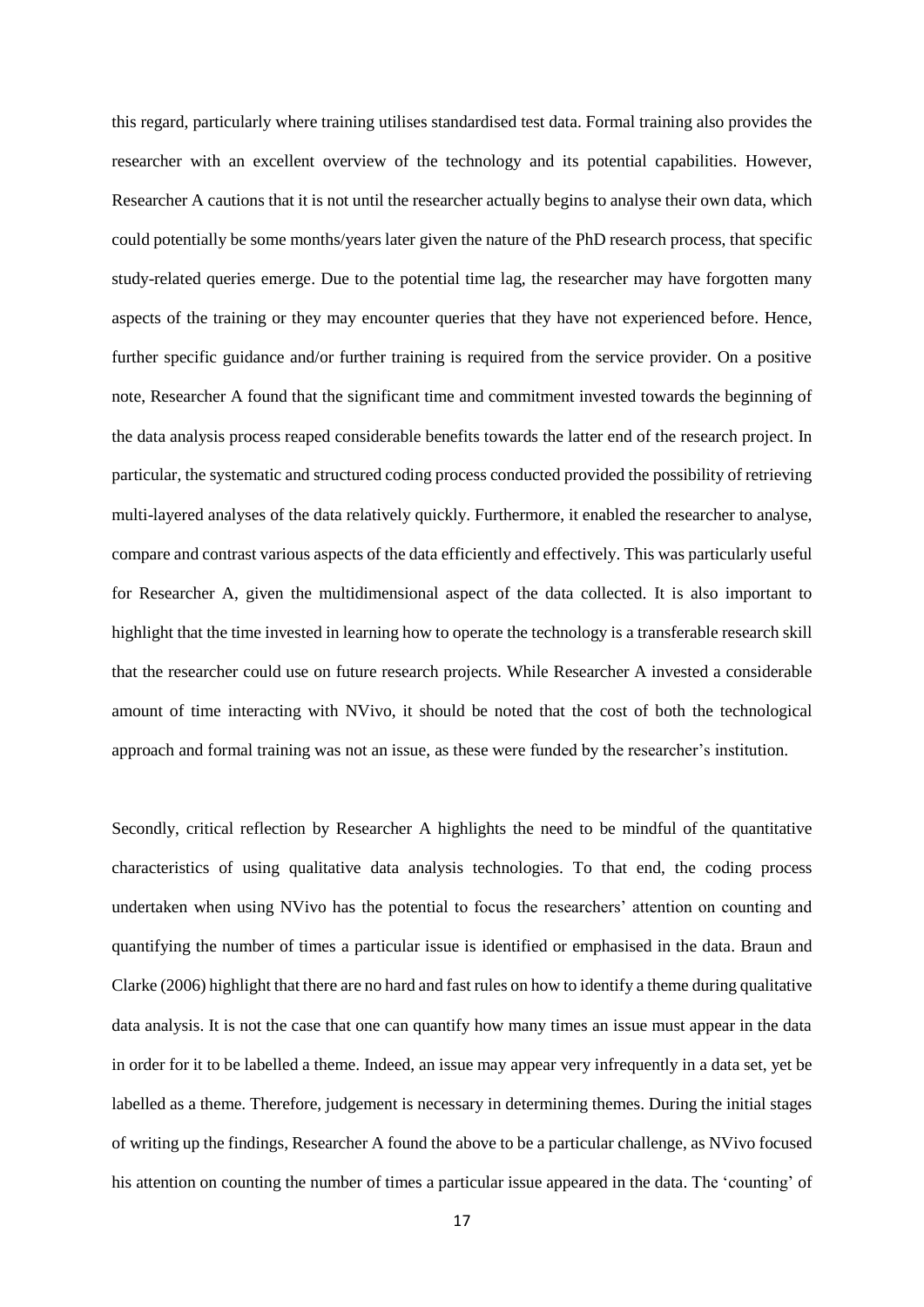this regard, particularly where training utilises standardised test data. Formal training also provides the researcher with an excellent overview of the technology and its potential capabilities. However, Researcher A cautions that it is not until the researcher actually begins to analyse their own data, which could potentially be some months/years later given the nature of the PhD research process, that specific study-related queries emerge. Due to the potential time lag, the researcher may have forgotten many aspects of the training or they may encounter queries that they have not experienced before. Hence, further specific guidance and/or further training is required from the service provider. On a positive note, Researcher A found that the significant time and commitment invested towards the beginning of the data analysis process reaped considerable benefits towards the latter end of the research project. In particular, the systematic and structured coding process conducted provided the possibility of retrieving multi-layered analyses of the data relatively quickly. Furthermore, it enabled the researcher to analyse, compare and contrast various aspects of the data efficiently and effectively. This was particularly useful for Researcher A, given the multidimensional aspect of the data collected. It is also important to highlight that the time invested in learning how to operate the technology is a transferable research skill that the researcher could use on future research projects. While Researcher A invested a considerable amount of time interacting with NVivo, it should be noted that the cost of both the technological approach and formal training was not an issue, as these were funded by the researcher's institution.

Secondly, critical reflection by Researcher A highlights the need to be mindful of the quantitative characteristics of using qualitative data analysis technologies. To that end, the coding process undertaken when using NVivo has the potential to focus the researchers' attention on counting and quantifying the number of times a particular issue is identified or emphasised in the data. Braun and Clarke (2006) highlight that there are no hard and fast rules on how to identify a theme during qualitative data analysis. It is not the case that one can quantify how many times an issue must appear in the data in order for it to be labelled a theme. Indeed, an issue may appear very infrequently in a data set, yet be labelled as a theme. Therefore, judgement is necessary in determining themes. During the initial stages of writing up the findings, Researcher A found the above to be a particular challenge, as NVivo focused his attention on counting the number of times a particular issue appeared in the data. The 'counting' of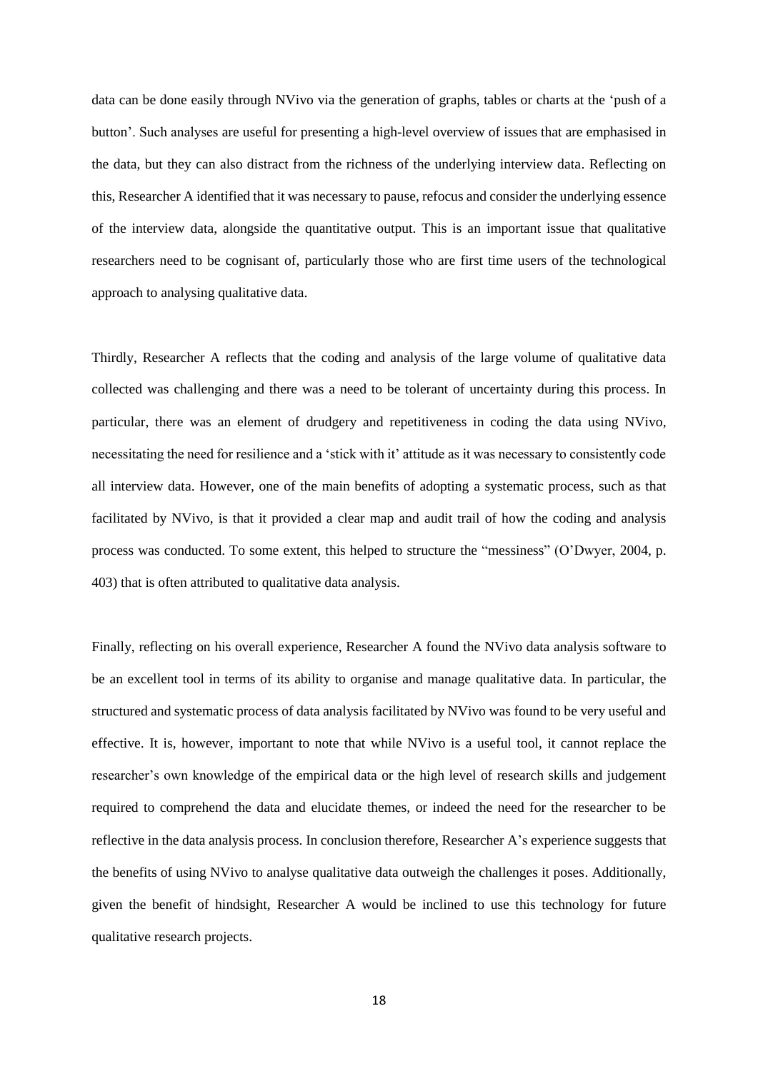data can be done easily through NVivo via the generation of graphs, tables or charts at the 'push of a button'. Such analyses are useful for presenting a high-level overview of issues that are emphasised in the data, but they can also distract from the richness of the underlying interview data. Reflecting on this, Researcher A identified that it was necessary to pause, refocus and consider the underlying essence of the interview data, alongside the quantitative output. This is an important issue that qualitative researchers need to be cognisant of, particularly those who are first time users of the technological approach to analysing qualitative data.

Thirdly, Researcher A reflects that the coding and analysis of the large volume of qualitative data collected was challenging and there was a need to be tolerant of uncertainty during this process. In particular, there was an element of drudgery and repetitiveness in coding the data using NVivo, necessitating the need for resilience and a 'stick with it' attitude as it was necessary to consistently code all interview data. However, one of the main benefits of adopting a systematic process, such as that facilitated by NVivo, is that it provided a clear map and audit trail of how the coding and analysis process was conducted. To some extent, this helped to structure the "messiness" (O'Dwyer, 2004, p. 403) that is often attributed to qualitative data analysis.

Finally, reflecting on his overall experience, Researcher A found the NVivo data analysis software to be an excellent tool in terms of its ability to organise and manage qualitative data. In particular, the structured and systematic process of data analysis facilitated by NVivo was found to be very useful and effective. It is, however, important to note that while NVivo is a useful tool, it cannot replace the researcher's own knowledge of the empirical data or the high level of research skills and judgement required to comprehend the data and elucidate themes, or indeed the need for the researcher to be reflective in the data analysis process. In conclusion therefore, Researcher A's experience suggests that the benefits of using NVivo to analyse qualitative data outweigh the challenges it poses. Additionally, given the benefit of hindsight, Researcher A would be inclined to use this technology for future qualitative research projects.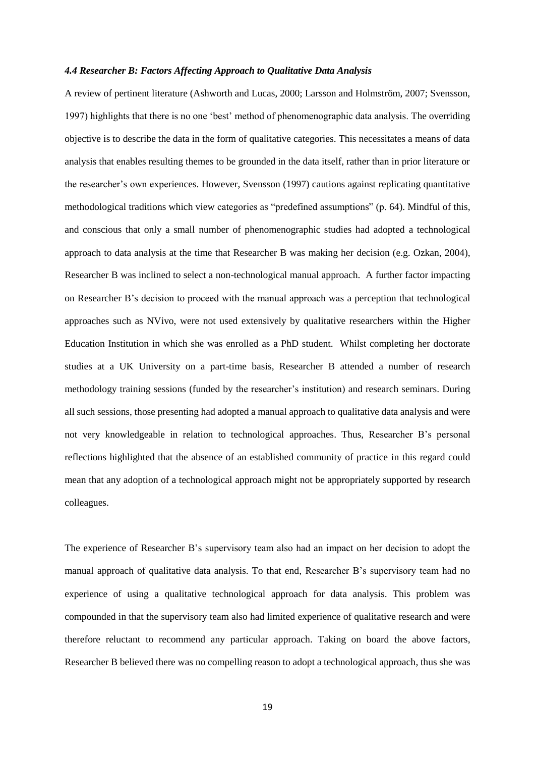### *4.4 Researcher B: Factors Affecting Approach to Qualitative Data Analysis*

A review of pertinent literature (Ashworth and Lucas, 2000; Larsson and Holmström, 2007; Svensson, 1997) highlights that there is no one 'best' method of phenomenographic data analysis. The overriding objective is to describe the data in the form of qualitative categories. This necessitates a means of data analysis that enables resulting themes to be grounded in the data itself, rather than in prior literature or the researcher's own experiences. However, Svensson (1997) cautions against replicating quantitative methodological traditions which view categories as "predefined assumptions" (p. 64). Mindful of this, and conscious that only a small number of phenomenographic studies had adopted a technological approach to data analysis at the time that Researcher B was making her decision (e.g. Ozkan, 2004), Researcher B was inclined to select a non-technological manual approach. A further factor impacting on Researcher B's decision to proceed with the manual approach was a perception that technological approaches such as NVivo, were not used extensively by qualitative researchers within the Higher Education Institution in which she was enrolled as a PhD student. Whilst completing her doctorate studies at a UK University on a part-time basis, Researcher B attended a number of research methodology training sessions (funded by the researcher's institution) and research seminars. During all such sessions, those presenting had adopted a manual approach to qualitative data analysis and were not very knowledgeable in relation to technological approaches. Thus, Researcher B's personal reflections highlighted that the absence of an established community of practice in this regard could mean that any adoption of a technological approach might not be appropriately supported by research colleagues.

The experience of Researcher B's supervisory team also had an impact on her decision to adopt the manual approach of qualitative data analysis. To that end, Researcher B's supervisory team had no experience of using a qualitative technological approach for data analysis. This problem was compounded in that the supervisory team also had limited experience of qualitative research and were therefore reluctant to recommend any particular approach. Taking on board the above factors, Researcher B believed there was no compelling reason to adopt a technological approach, thus she was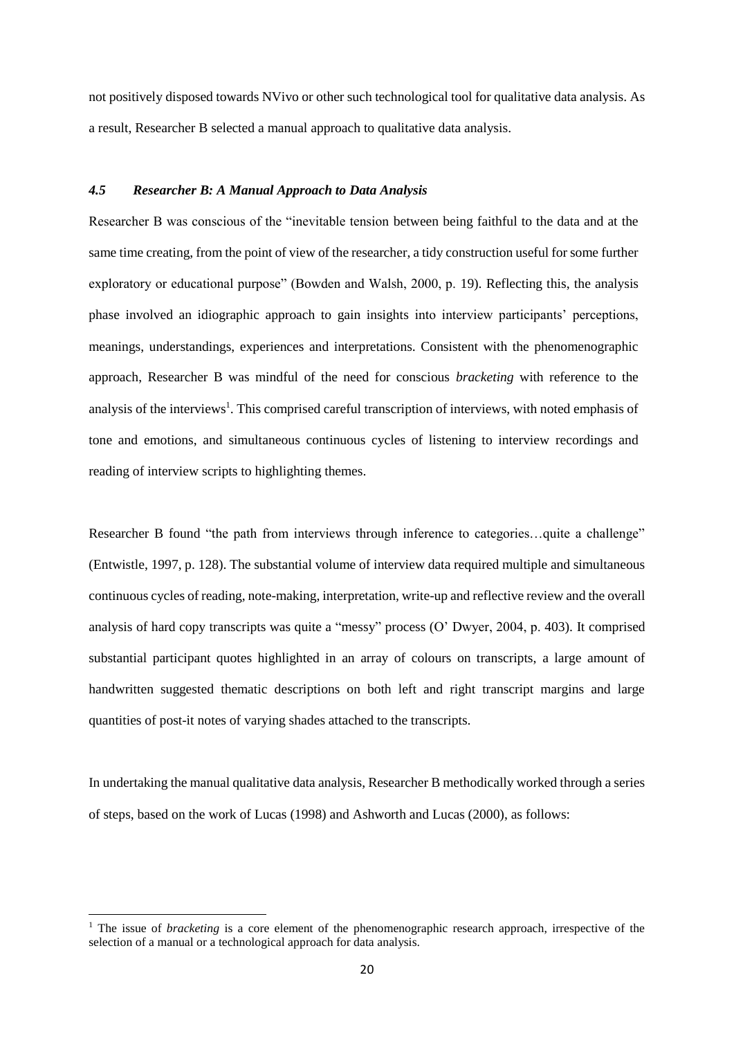not positively disposed towards NVivo or other such technological tool for qualitative data analysis. As a result, Researcher B selected a manual approach to qualitative data analysis.

### *4.5 Researcher B: A Manual Approach to Data Analysis*

Researcher B was conscious of the "inevitable tension between being faithful to the data and at the same time creating, from the point of view of the researcher, a tidy construction useful for some further exploratory or educational purpose" (Bowden and Walsh, 2000, p. 19). Reflecting this, the analysis phase involved an idiographic approach to gain insights into interview participants' perceptions, meanings, understandings, experiences and interpretations. Consistent with the phenomenographic approach, Researcher B was mindful of the need for conscious *bracketing* with reference to the analysis of the interviews[1]. This comprised careful transcription of interviews, with noted emphasis of tone and emotions, and simultaneous continuous cycles of listening to interview recordings and reading of interview scripts to highlighting themes.

Researcher B found "the path from interviews through inference to categories…quite a challenge" (Entwistle, 1997, p. 128). The substantial volume of interview data required multiple and simultaneous continuous cycles of reading, note-making, interpretation, write-up and reflective review and the overall analysis of hard copy transcripts was quite a "messy" process (O' Dwyer, 2004, p. 403). It comprised substantial participant quotes highlighted in an array of colours on transcripts, a large amount of handwritten suggested thematic descriptions on both left and right transcript margins and large quantities of post-it notes of varying shades attached to the transcripts.

In undertaking the manual qualitative data analysis, Researcher B methodically worked through a series of steps, based on the work of Lucas (1998) and Ashworth and Lucas (2000), as follows:

[1] The issue of *bracketing* is a core element of the phenomenographic research approach, irrespective of the selection of a manual or a technological approach for data analysis.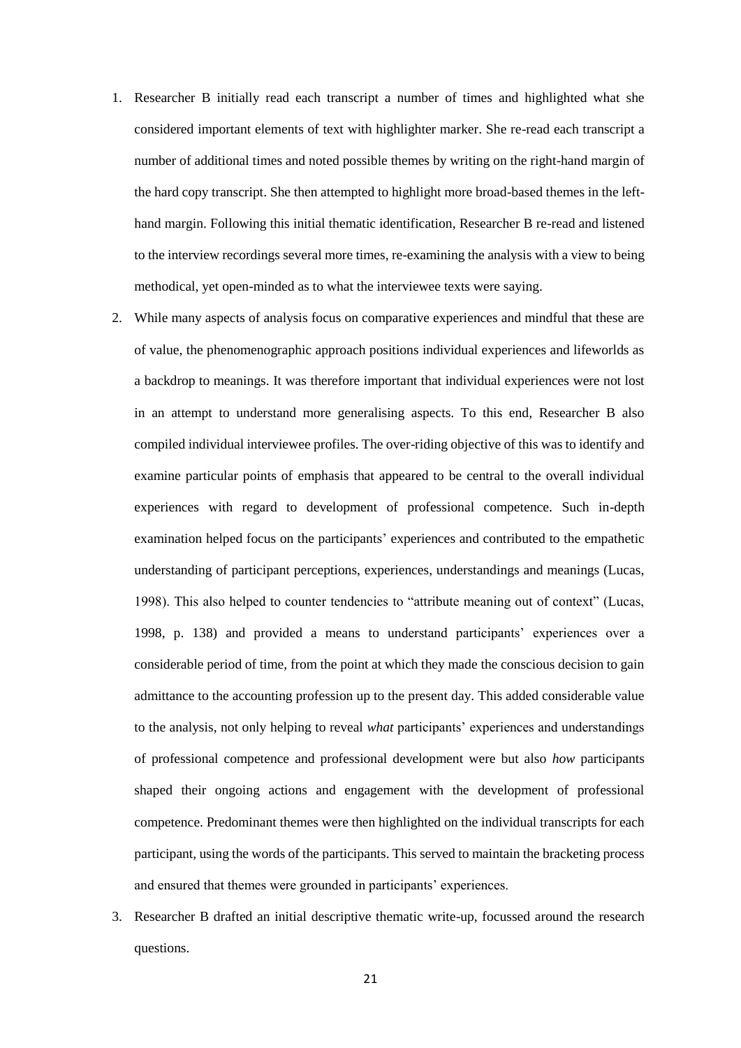1. Researcher B initially read each transcript a number of times and highlighted what she considered important elements of text with highlighter marker. She re-read each transcript a number of additional times and noted possible themes by writing on the right-hand margin of the hard copy transcript. She then attempted to highlight more broad-based themes in the left-hand margin. Following this initial thematic identification, Researcher B re-read and listened to the interview recordings several more times, re-examining the analysis with a view to being methodical, yet open-minded as to what the interviewee texts were saying.
2. While many aspects of analysis focus on comparative experiences and mindful that these are of value, the phenomenographic approach positions individual experiences and lifeworlds as a backdrop to meanings. It was therefore important that individual experiences were not lost in an attempt to understand more generalising aspects. To this end, Researcher B also compiled individual interviewee profiles. The over-riding objective of this was to identify and examine particular points of emphasis that appeared to be central to the overall individual experiences with regard to development of professional competence. Such in-depth examination helped focus on the participants' experiences and contributed to the empathetic understanding of participant perceptions, experiences, understandings and meanings (Lucas, 1998). This also helped to counter tendencies to "attribute meaning out of context" (Lucas, 1998, p. 138) and provided a means to understand participants' experiences over a considerable period of time, from the point at which they made the conscious decision to gain admittance to the accounting profession up to the present day. This added considerable value to the analysis, not only helping to reveal *what* participants' experiences and understandings of professional competence and professional development were but also *how* participants shaped their ongoing actions and engagement with the development of professional competence. Predominant themes were then highlighted on the individual transcripts for each participant, using the words of the participants. This served to maintain the bracketing process and ensured that themes were grounded in participants' experiences.
3. Researcher B drafted an initial descriptive thematic write-up, focussed around the research questions.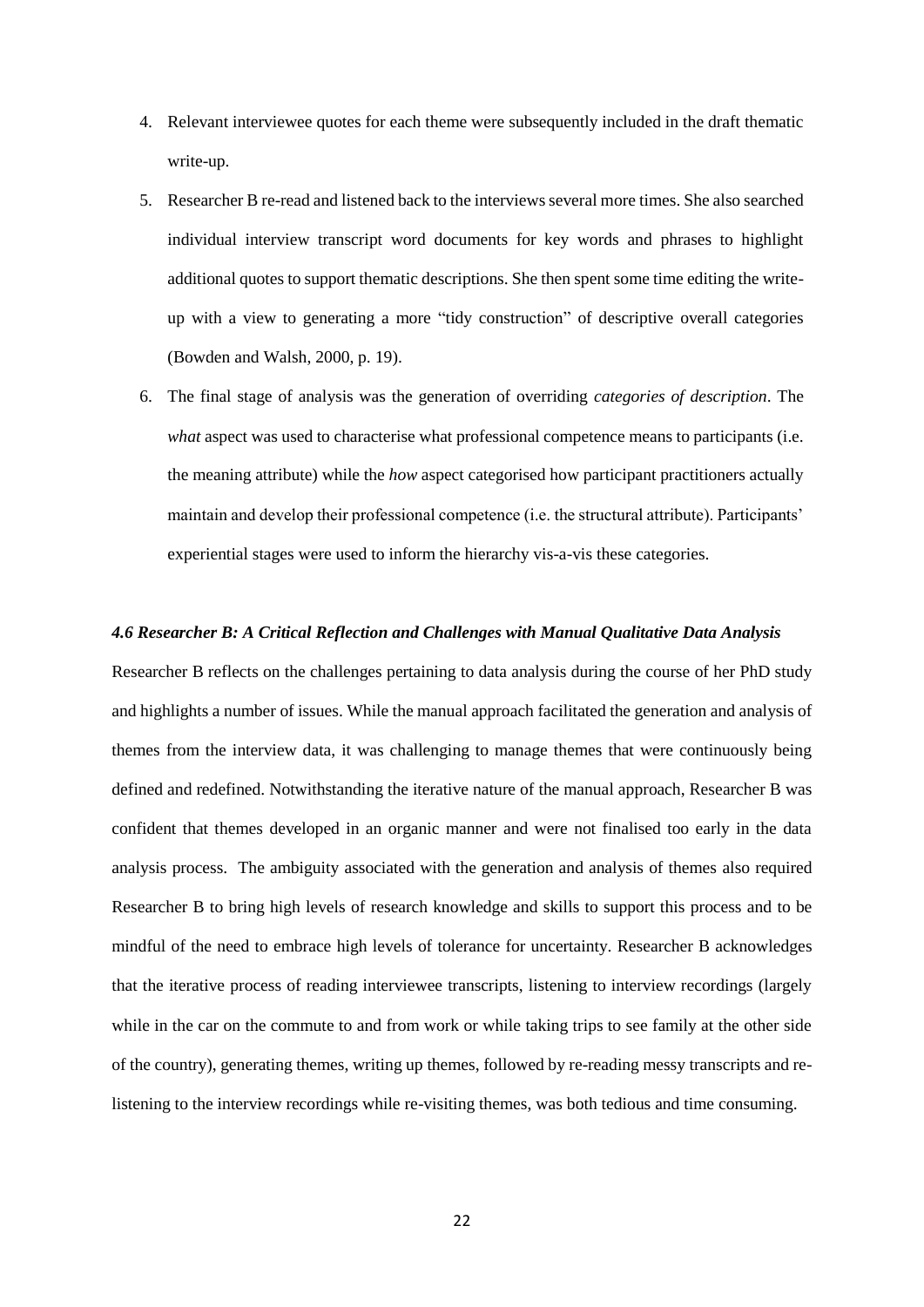4. Relevant interviewee quotes for each theme were subsequently included in the draft thematic write-up.
5. Researcher B re-read and listened back to the interviews several more times. She also searched individual interview transcript word documents for key words and phrases to highlight additional quotes to support thematic descriptions. She then spent some time editing the write-up with a view to generating a more "tidy construction" of descriptive overall categories (Bowden and Walsh, 2000, p. 19).
6. The final stage of analysis was the generation of overriding *categories of description*. The *what* aspect was used to characterise what professional competence means to participants (i.e. the meaning attribute) while the *how* aspect categorised how participant practitioners actually maintain and develop their professional competence (i.e. the structural attribute). Participants' experiential stages were used to inform the hierarchy vis-a-vis these categories.

#### *4.6 Researcher B: A Critical Reflection and Challenges with Manual Qualitative Data Analysis*

Researcher B reflects on the challenges pertaining to data analysis during the course of her PhD study and highlights a number of issues. While the manual approach facilitated the generation and analysis of themes from the interview data, it was challenging to manage themes that were continuously being defined and redefined. Notwithstanding the iterative nature of the manual approach, Researcher B was confident that themes developed in an organic manner and were not finalised too early in the data analysis process. The ambiguity associated with the generation and analysis of themes also required Researcher B to bring high levels of research knowledge and skills to support this process and to be mindful of the need to embrace high levels of tolerance for uncertainty. Researcher B acknowledges that the iterative process of reading interviewee transcripts, listening to interview recordings (largely while in the car on the commute to and from work or while taking trips to see family at the other side of the country), generating themes, writing up themes, followed by re-reading messy transcripts and re-listening to the interview recordings while re-visiting themes, was both tedious and time consuming.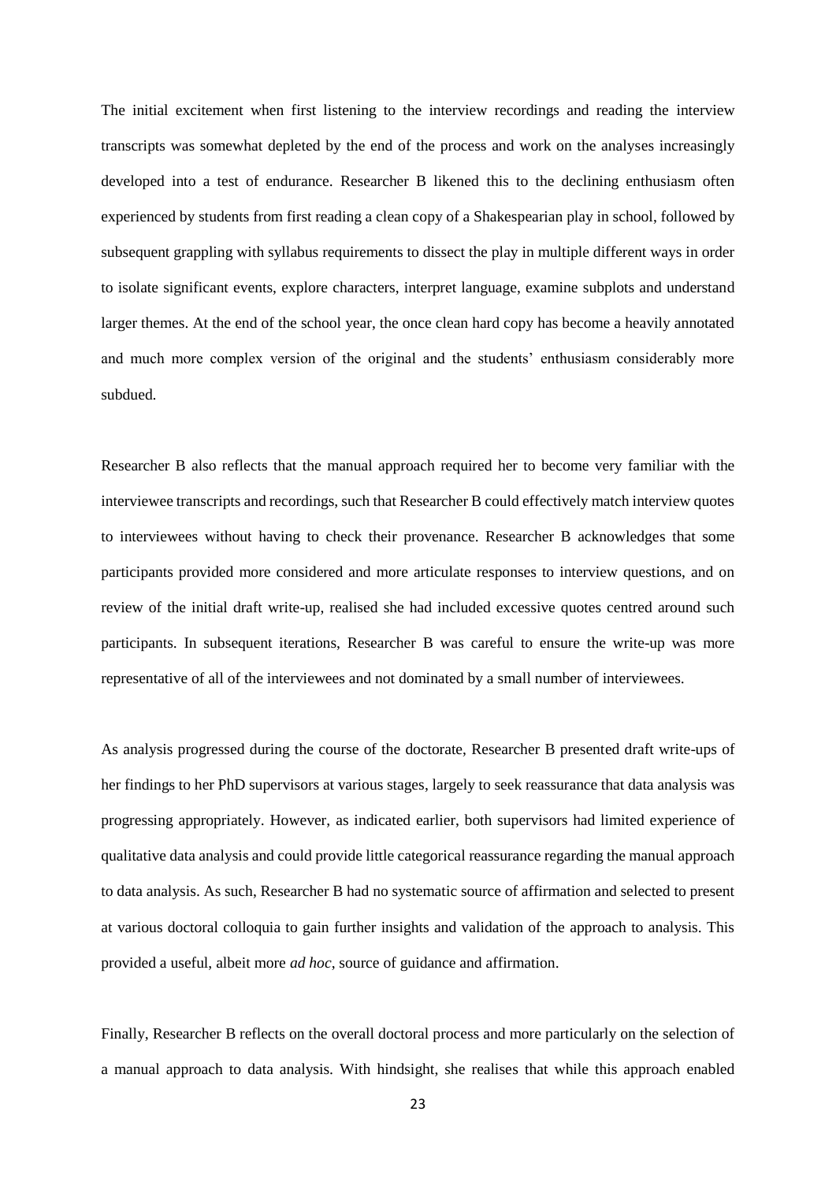The initial excitement when first listening to the interview recordings and reading the interview transcripts was somewhat depleted by the end of the process and work on the analyses increasingly developed into a test of endurance. Researcher B likened this to the declining enthusiasm often experienced by students from first reading a clean copy of a Shakespearian play in school, followed by subsequent grappling with syllabus requirements to dissect the play in multiple different ways in order to isolate significant events, explore characters, interpret language, examine subplots and understand larger themes. At the end of the school year, the once clean hard copy has become a heavily annotated and much more complex version of the original and the students' enthusiasm considerably more subdued.

Researcher B also reflects that the manual approach required her to become very familiar with the interviewee transcripts and recordings, such that Researcher B could effectively match interview quotes to interviewees without having to check their provenance. Researcher B acknowledges that some participants provided more considered and more articulate responses to interview questions, and on review of the initial draft write-up, realised she had included excessive quotes centred around such participants. In subsequent iterations, Researcher B was careful to ensure the write-up was more representative of all of the interviewees and not dominated by a small number of interviewees.

As analysis progressed during the course of the doctorate, Researcher B presented draft write-ups of her findings to her PhD supervisors at various stages, largely to seek reassurance that data analysis was progressing appropriately. However, as indicated earlier, both supervisors had limited experience of qualitative data analysis and could provide little categorical reassurance regarding the manual approach to data analysis. As such, Researcher B had no systematic source of affirmation and selected to present at various doctoral colloquia to gain further insights and validation of the approach to analysis. This provided a useful, albeit more *ad hoc*, source of guidance and affirmation.

Finally, Researcher B reflects on the overall doctoral process and more particularly on the selection of a manual approach to data analysis. With hindsight, she realises that while this approach enabled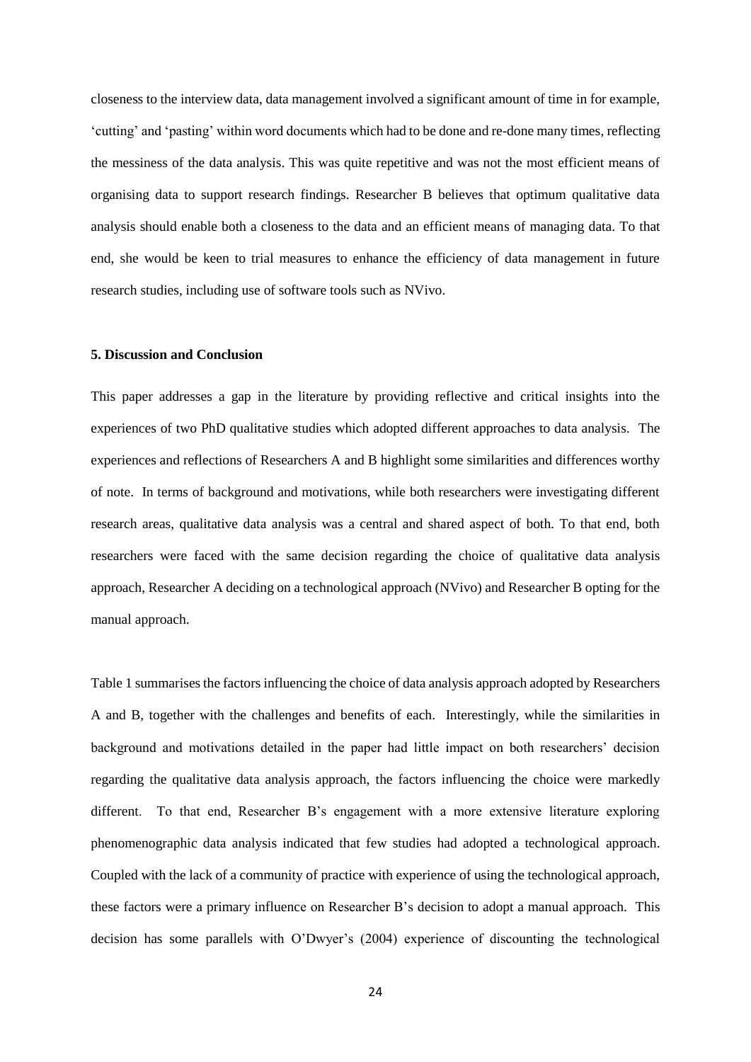closeness to the interview data, data management involved a significant amount of time in for example, 'cutting' and 'pasting' within word documents which had to be done and re-done many times, reflecting the messiness of the data analysis. This was quite repetitive and was not the most efficient means of organising data to support research findings. Researcher B believes that optimum qualitative data analysis should enable both a closeness to the data and an efficient means of managing data. To that end, she would be keen to trial measures to enhance the efficiency of data management in future research studies, including use of software tools such as NVivo.

**5. Discussion and Conclusion**

This paper addresses a gap in the literature by providing reflective and critical insights into the experiences of two PhD qualitative studies which adopted different approaches to data analysis. The experiences and reflections of Researchers A and B highlight some similarities and differences worthy of note. In terms of background and motivations, while both researchers were investigating different research areas, qualitative data analysis was a central and shared aspect of both. To that end, both researchers were faced with the same decision regarding the choice of qualitative data analysis approach, Researcher A deciding on a technological approach (NVivo) and Researcher B opting for the manual approach.

Table 1 summarises the factors influencing the choice of data analysis approach adopted by Researchers A and B, together with the challenges and benefits of each. Interestingly, while the similarities in background and motivations detailed in the paper had little impact on both researchers' decision regarding the qualitative data analysis approach, the factors influencing the choice were markedly different. To that end, Researcher B's engagement with a more extensive literature exploring phenomenographic data analysis indicated that few studies had adopted a technological approach. Coupled with the lack of a community of practice with experience of using the technological approach, these factors were a primary influence on Researcher B's decision to adopt a manual approach. This decision has some parallels with O'Dwyer's (2004) experience of discounting the technological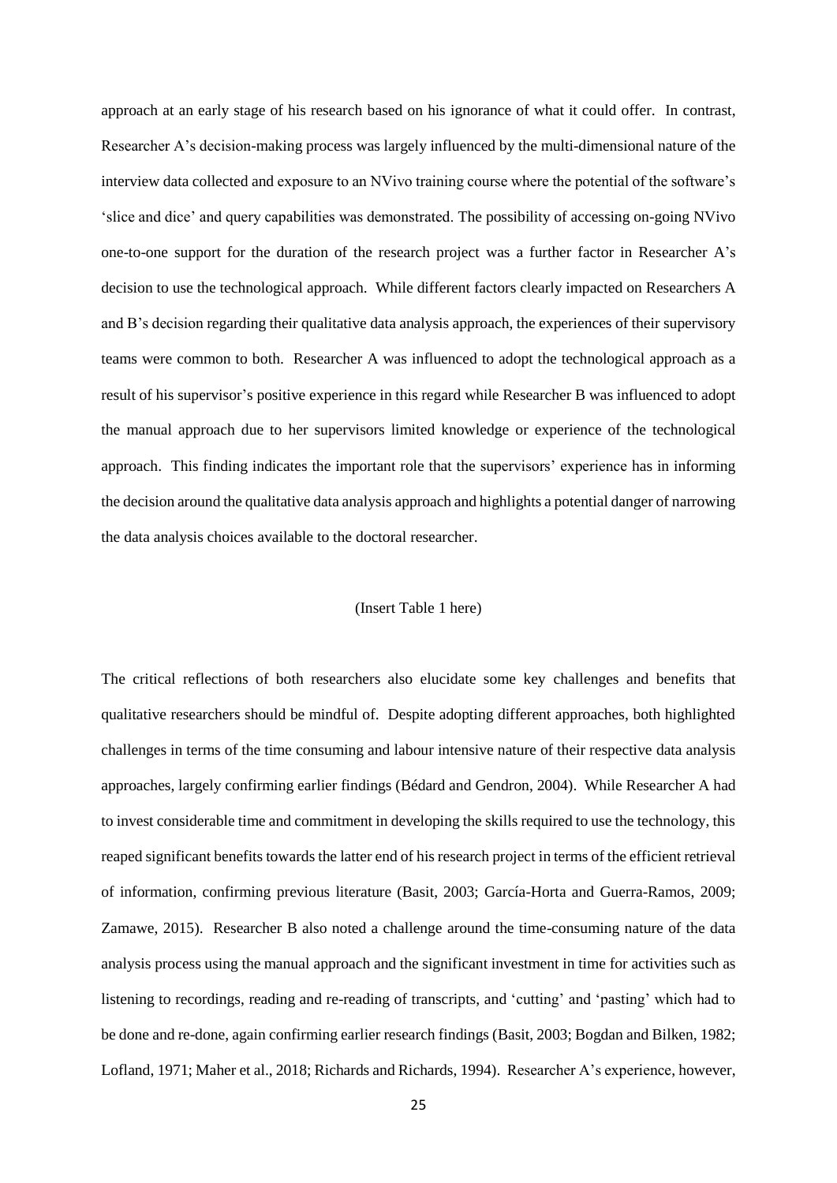approach at an early stage of his research based on his ignorance of what it could offer. In contrast, Researcher A's decision-making process was largely influenced by the multi-dimensional nature of the interview data collected and exposure to an NVivo training course where the potential of the software's 'slice and dice' and query capabilities was demonstrated. The possibility of accessing on-going NVivo one-to-one support for the duration of the research project was a further factor in Researcher A's decision to use the technological approach. While different factors clearly impacted on Researchers A and B's decision regarding their qualitative data analysis approach, the experiences of their supervisory teams were common to both. Researcher A was influenced to adopt the technological approach as a result of his supervisor's positive experience in this regard while Researcher B was influenced to adopt the manual approach due to her supervisors limited knowledge or experience of the technological approach. This finding indicates the important role that the supervisors' experience has in informing the decision around the qualitative data analysis approach and highlights a potential danger of narrowing the data analysis choices available to the doctoral researcher.

(Insert Table 1 here)

The critical reflections of both researchers also elucidate some key challenges and benefits that qualitative researchers should be mindful of. Despite adopting different approaches, both highlighted challenges in terms of the time consuming and labour intensive nature of their respective data analysis approaches, largely confirming earlier findings (Bédard and Gendron, 2004). While Researcher A had to invest considerable time and commitment in developing the skills required to use the technology, this reaped significant benefits towards the latter end of his research project in terms of the efficient retrieval of information, confirming previous literature (Basit, 2003; García-Horta and Guerra-Ramos, 2009; Zamawe, 2015). Researcher B also noted a challenge around the time-consuming nature of the data analysis process using the manual approach and the significant investment in time for activities such as listening to recordings, reading and re-reading of transcripts, and 'cutting' and 'pasting' which had to be done and re-done, again confirming earlier research findings (Basit, 2003; Bogdan and Bilken, 1982; Lofland, 1971; Maher et al., 2018; Richards and Richards, 1994). Researcher A's experience, however,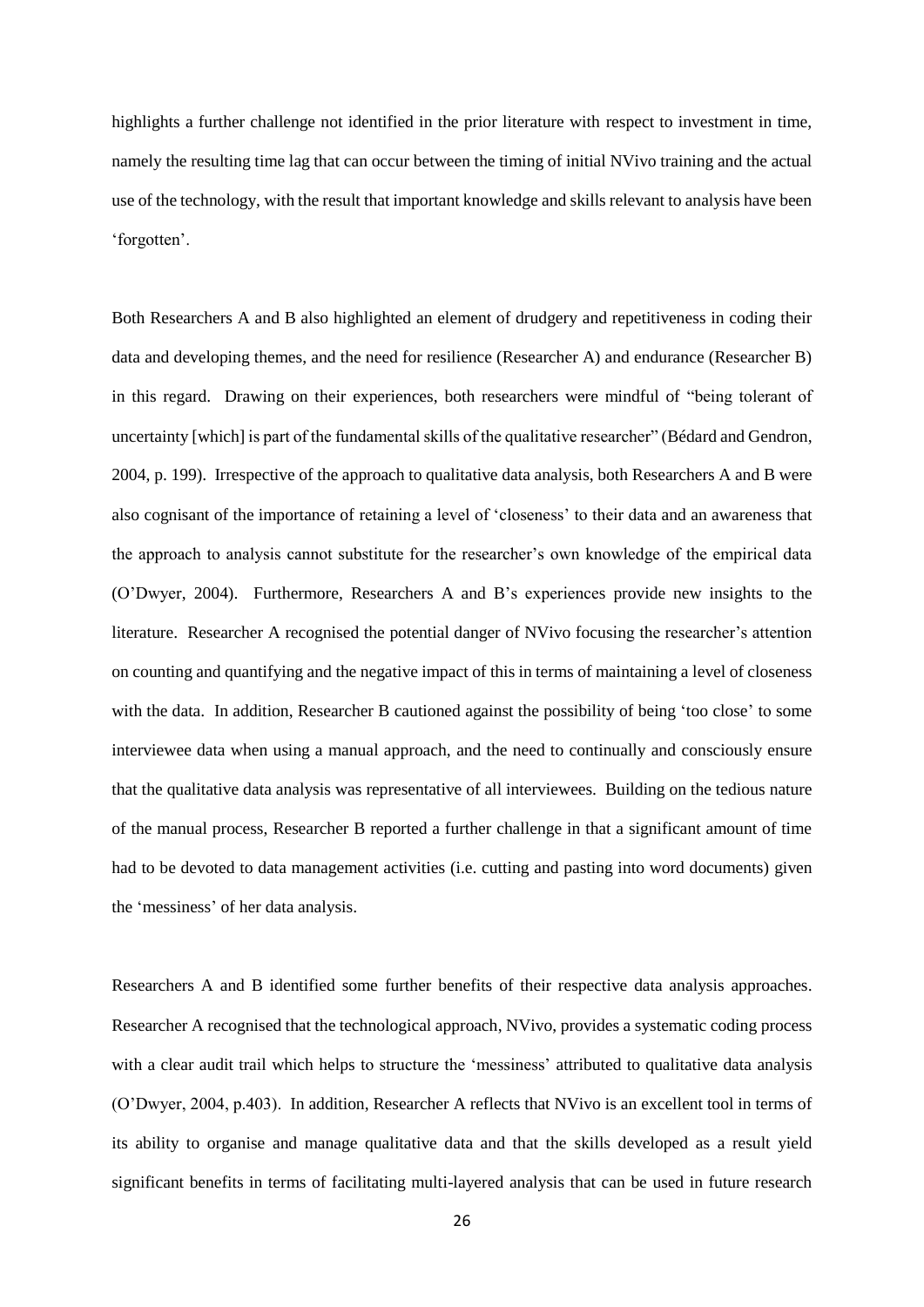highlights a further challenge not identified in the prior literature with respect to investment in time, namely the resulting time lag that can occur between the timing of initial NVivo training and the actual use of the technology, with the result that important knowledge and skills relevant to analysis have been 'forgotten'.

Both Researchers A and B also highlighted an element of drudgery and repetitiveness in coding their data and developing themes, and the need for resilience (Researcher A) and endurance (Researcher B) in this regard. Drawing on their experiences, both researchers were mindful of "being tolerant of uncertainty [which] is part of the fundamental skills of the qualitative researcher" (Bédard and Gendron, 2004, p. 199). Irrespective of the approach to qualitative data analysis, both Researchers A and B were also cognisant of the importance of retaining a level of 'closeness' to their data and an awareness that the approach to analysis cannot substitute for the researcher's own knowledge of the empirical data (O'Dwyer, 2004). Furthermore, Researchers A and B's experiences provide new insights to the literature. Researcher A recognised the potential danger of NVivo focusing the researcher's attention on counting and quantifying and the negative impact of this in terms of maintaining a level of closeness with the data. In addition, Researcher B cautioned against the possibility of being 'too close' to some interviewee data when using a manual approach, and the need to continually and consciously ensure that the qualitative data analysis was representative of all interviewees. Building on the tedious nature of the manual process, Researcher B reported a further challenge in that a significant amount of time had to be devoted to data management activities (i.e. cutting and pasting into word documents) given the 'messiness' of her data analysis.

Researchers A and B identified some further benefits of their respective data analysis approaches. Researcher A recognised that the technological approach, NVivo, provides a systematic coding process with a clear audit trail which helps to structure the 'messiness' attributed to qualitative data analysis (O'Dwyer, 2004, p.403). In addition, Researcher A reflects that NVivo is an excellent tool in terms of its ability to organise and manage qualitative data and that the skills developed as a result yield significant benefits in terms of facilitating multi-layered analysis that can be used in future research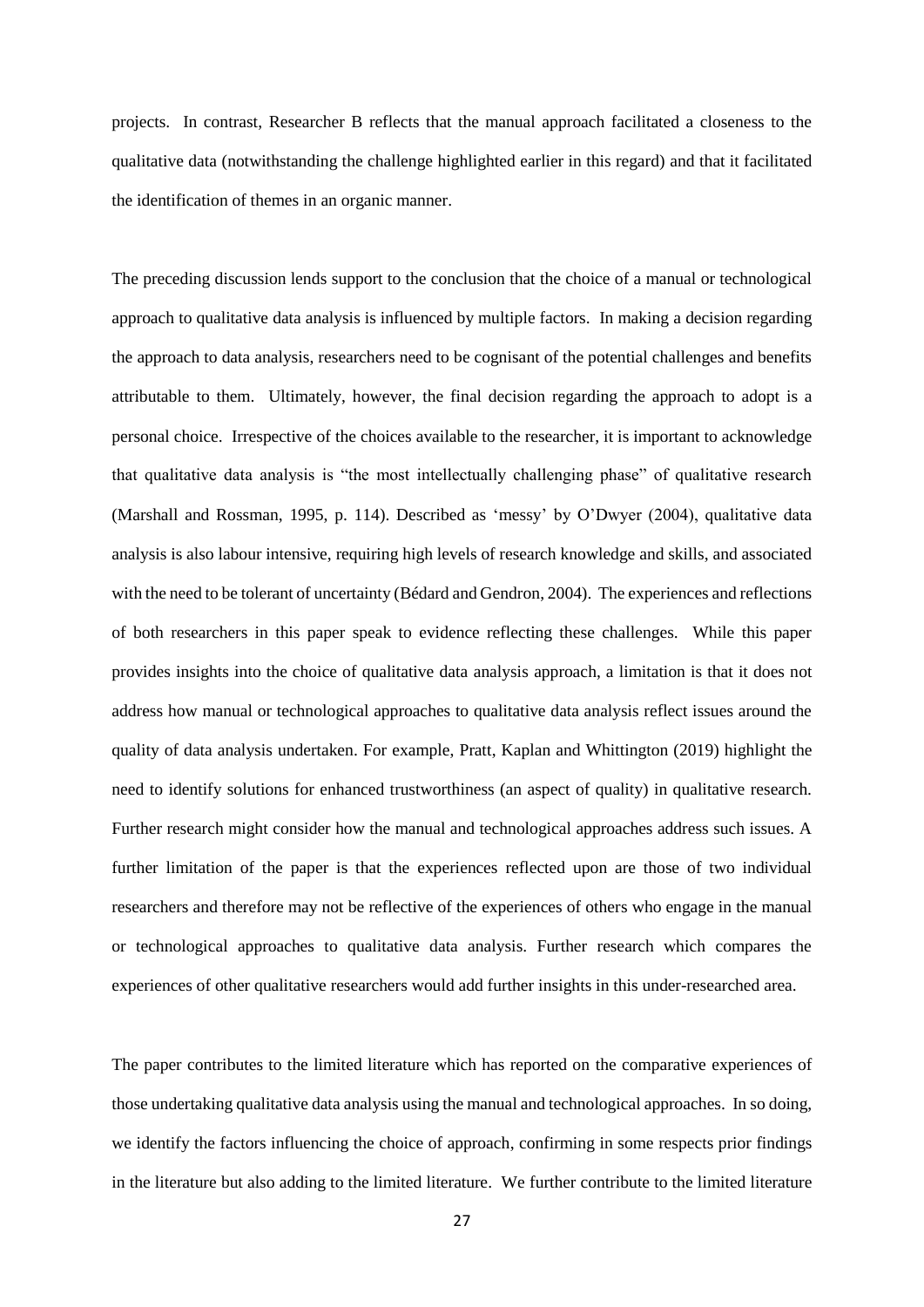projects. In contrast, Researcher B reflects that the manual approach facilitated a closeness to the qualitative data (notwithstanding the challenge highlighted earlier in this regard) and that it facilitated the identification of themes in an organic manner.

The preceding discussion lends support to the conclusion that the choice of a manual or technological approach to qualitative data analysis is influenced by multiple factors. In making a decision regarding the approach to data analysis, researchers need to be cognisant of the potential challenges and benefits attributable to them. Ultimately, however, the final decision regarding the approach to adopt is a personal choice. Irrespective of the choices available to the researcher, it is important to acknowledge that qualitative data analysis is "the most intellectually challenging phase" of qualitative research (Marshall and Rossman, 1995, p. 114). Described as 'messy' by O'Dwyer (2004), qualitative data analysis is also labour intensive, requiring high levels of research knowledge and skills, and associated with the need to be tolerant of uncertainty (Bédard and Gendron, 2004). The experiences and reflections of both researchers in this paper speak to evidence reflecting these challenges. While this paper provides insights into the choice of qualitative data analysis approach, a limitation is that it does not address how manual or technological approaches to qualitative data analysis reflect issues around the quality of data analysis undertaken. For example, Pratt, Kaplan and Whittington (2019) highlight the need to identify solutions for enhanced trustworthiness (an aspect of quality) in qualitative research. Further research might consider how the manual and technological approaches address such issues. A further limitation of the paper is that the experiences reflected upon are those of two individual researchers and therefore may not be reflective of the experiences of others who engage in the manual or technological approaches to qualitative data analysis. Further research which compares the experiences of other qualitative researchers would add further insights in this under-researched area.

The paper contributes to the limited literature which has reported on the comparative experiences of those undertaking qualitative data analysis using the manual and technological approaches. In so doing, we identify the factors influencing the choice of approach, confirming in some respects prior findings in the literature but also adding to the limited literature. We further contribute to the limited literature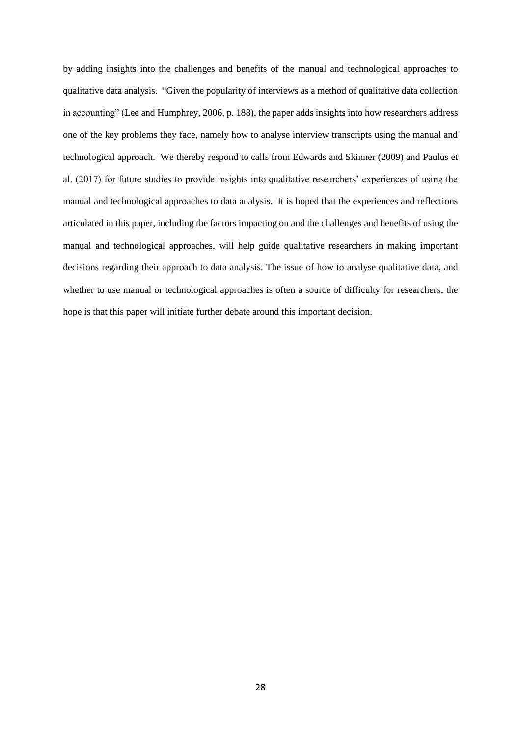by adding insights into the challenges and benefits of the manual and technological approaches to qualitative data analysis. "Given the popularity of interviews as a method of qualitative data collection in accounting" (Lee and Humphrey, 2006, p. 188), the paper adds insights into how researchers address one of the key problems they face, namely how to analyse interview transcripts using the manual and technological approach. We thereby respond to calls from Edwards and Skinner (2009) and Paulus et al. (2017) for future studies to provide insights into qualitative researchers' experiences of using the manual and technological approaches to data analysis. It is hoped that the experiences and reflections articulated in this paper, including the factors impacting on and the challenges and benefits of using the manual and technological approaches, will help guide qualitative researchers in making important decisions regarding their approach to data analysis. The issue of how to analyse qualitative data, and whether to use manual or technological approaches is often a source of difficulty for researchers, the hope is that this paper will initiate further debate around this important decision.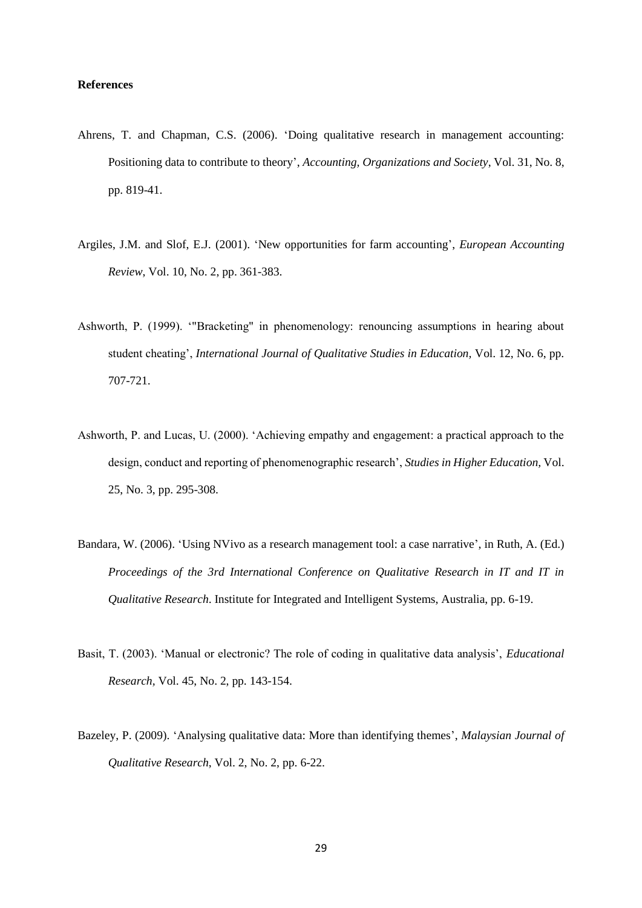**References**

Ahrens, T. and Chapman, C.S. (2006). 'Doing qualitative research in management accounting: Positioning data to contribute to theory', *Accounting, Organizations and Society*, Vol. 31, No. 8, pp. 819-41.

Argiles, J.M. and Slof, E.J. (2001). 'New opportunities for farm accounting', *European Accounting Review*, Vol. 10, No. 2, pp. 361-383.

Ashworth, P. (1999). '"Bracketing" in phenomenology: renouncing assumptions in hearing about student cheating', *International Journal of Qualitative Studies in Education,* Vol. 12, No. 6, pp. 707-721.

Ashworth, P. and Lucas, U. (2000). 'Achieving empathy and engagement: a practical approach to the design, conduct and reporting of phenomenographic research', *Studies in Higher Education,* Vol. 25, No. 3, pp. 295-308.

Bandara, W. (2006). 'Using NVivo as a research management tool: a case narrative', in Ruth, A. (Ed.) *Proceedings of the 3rd International Conference on Qualitative Research in IT and IT in Qualitative Research*. Institute for Integrated and Intelligent Systems, Australia, pp. 6-19.

Basit, T. (2003). 'Manual or electronic? The role of coding in qualitative data analysis', *Educational Research*, Vol. 45, No. 2, pp. 143-154.

Bazeley, P. (2009). 'Analysing qualitative data: More than identifying themes', *Malaysian Journal of Qualitative Research*, Vol. 2, No. 2, pp. 6-22.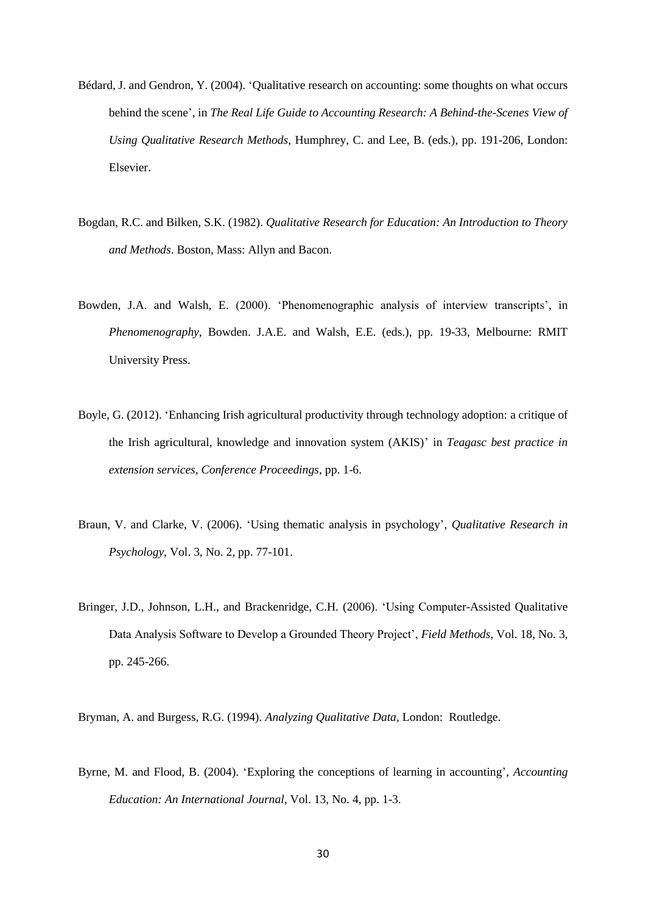Bédard, J. and Gendron, Y. (2004). ‘Qualitative research on accounting: some thoughts on what occurs behind the scene’, in *The Real Life Guide to Accounting Research: A Behind-the-Scenes View of Using Qualitative Research Methods*, Humphrey, C. and Lee, B. (eds.), pp. 191-206, London: Elsevier.

Bogdan, R.C. and Bilken, S.K. (1982). *Qualitative Research for Education: An Introduction to Theory and Methods*. Boston, Mass: Allyn and Bacon.

Bowden, J.A. and Walsh, E. (2000). ‘Phenomenographic analysis of interview transcripts’, in *Phenomenography*, Bowden. J.A.E. and Walsh, E.E. (eds.), pp. 19-33, Melbourne: RMIT University Press.

Boyle, G. (2012). ‘Enhancing Irish agricultural productivity through technology adoption: a critique of the Irish agricultural, knowledge and innovation system (AKIS)’ in *Teagasc best practice in extension services, Conference Proceedings*, pp. 1-6.

Braun, V. and Clarke, V. (2006). ‘Using thematic analysis in psychology’, *Qualitative Research in Psychology*, Vol. 3, No. 2, pp. 77-101.

Bringer, J.D., Johnson, L.H., and Brackenridge, C.H. (2006). ‘Using Computer-Assisted Qualitative Data Analysis Software to Develop a Grounded Theory Project’, *Field Methods*, Vol. 18, No. 3, pp. 245-266.

Bryman, A. and Burgess, R.G. (1994). *Analyzing Qualitative Data*, London: Routledge.

Byrne, M. and Flood, B. (2004). ‘Exploring the conceptions of learning in accounting’, *Accounting Education: An International Journal*, Vol. 13, No. 4, pp. 1-3.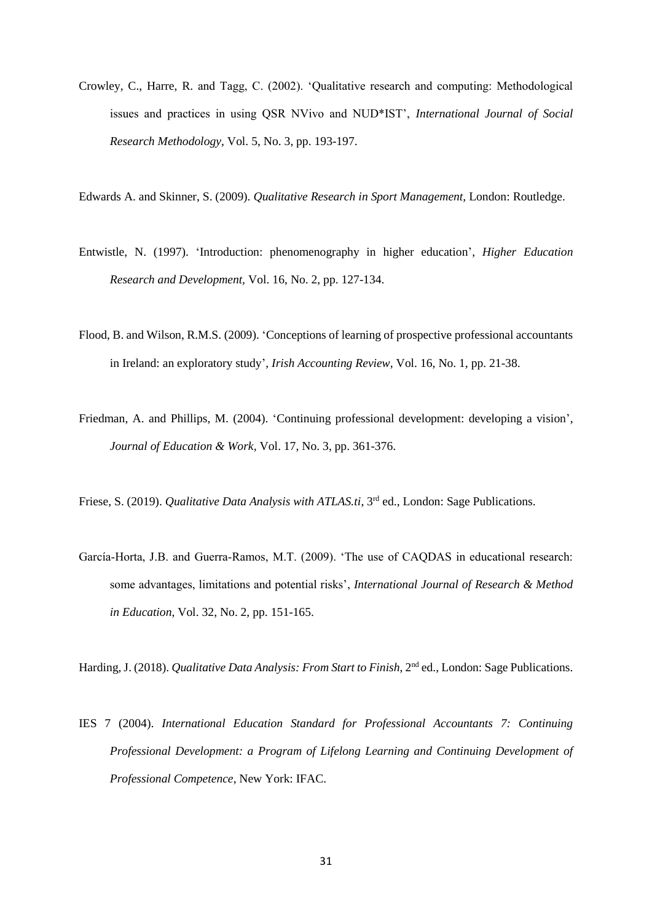Crowley, C., Harre, R. and Tagg, C. (2002). 'Qualitative research and computing: Methodological issues and practices in using QSR NVivo and NUD*IST', *International Journal of Social Research Methodology*, Vol. 5, No. 3, pp. 193-197.

Edwards A. and Skinner, S. (2009). *Qualitative Research in Sport Management*, London: Routledge.

Entwistle, N. (1997). 'Introduction: phenomenography in higher education', *Higher Education Research and Development*, Vol. 16, No. 2, pp. 127-134.

Flood, B. and Wilson, R.M.S. (2009). 'Conceptions of learning of prospective professional accountants in Ireland: an exploratory study', *Irish Accounting Review*, Vol. 16, No. 1, pp. 21-38.

Friedman, A. and Phillips, M. (2004). 'Continuing professional development: developing a vision', *Journal of Education & Work*, Vol. 17, No. 3, pp. 361-376.

Friese, S. (2019). *Qualitative Data Analysis with ATLAS.ti*, 3rd ed., London: Sage Publications.

García-Horta, J.B. and Guerra-Ramos, M.T. (2009). 'The use of CAQDAS in educational research: some advantages, limitations and potential risks', *International Journal of Research & Method in Education*, Vol. 32, No. 2, pp. 151-165.

Harding, J. (2018). *Qualitative Data Analysis: From Start to Finish*, 2nd ed., London: Sage Publications.

IES 7 (2004). *International Education Standard for Professional Accountants 7: Continuing Professional Development: a Program of Lifelong Learning and Continuing Development of Professional Competence*, New York: IFAC.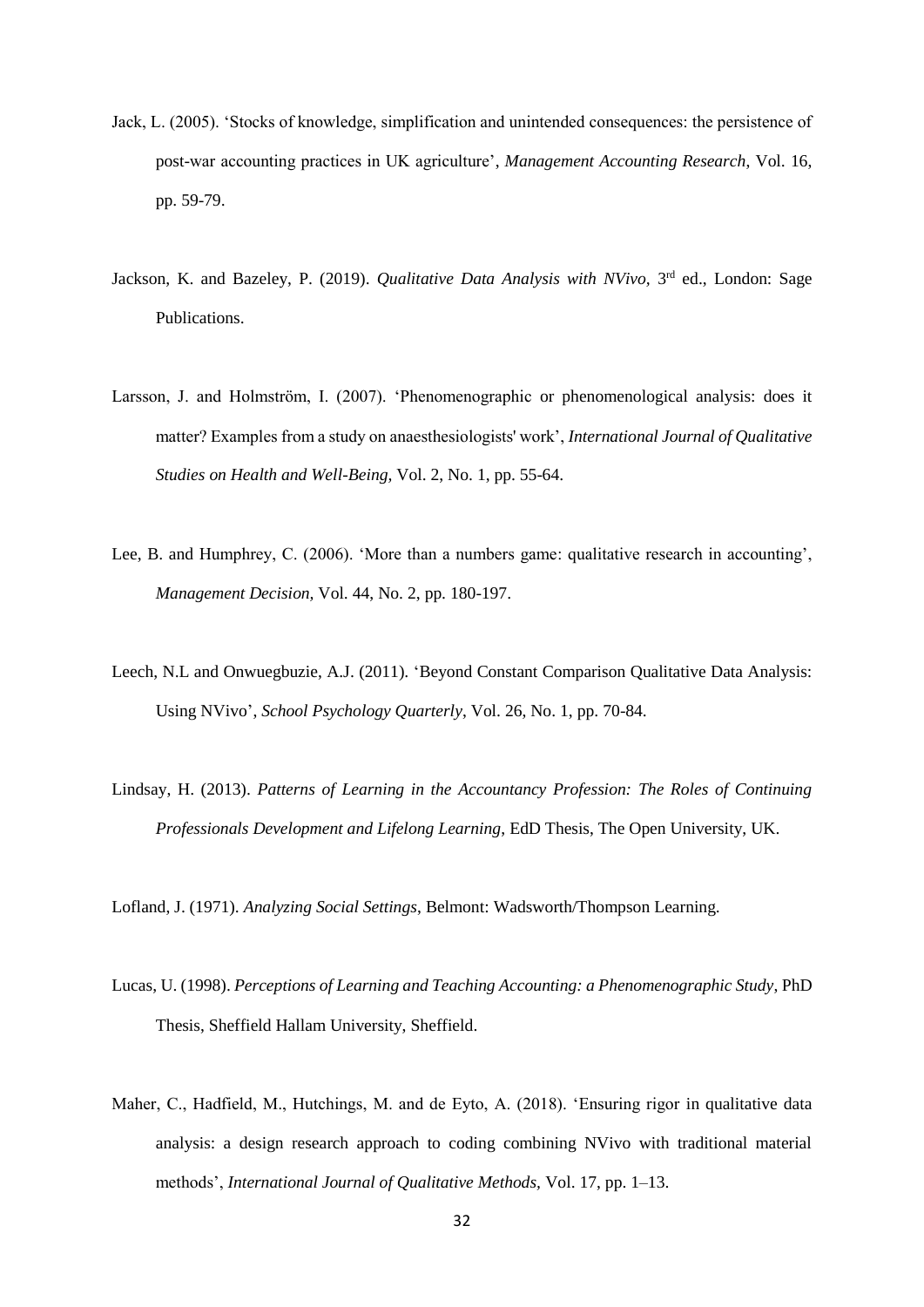Jack, L. (2005). 'Stocks of knowledge, simplification and unintended consequences: the persistence of post-war accounting practices in UK agriculture', *Management Accounting Research*, Vol. 16, pp. 59-79.

Jackson, K. and Bazeley, P. (2019). *Qualitative Data Analysis with NVivo*, 3rd ed., London: Sage Publications.

Larsson, J. and Holmström, I. (2007). 'Phenomenographic or phenomenological analysis: does it matter? Examples from a study on anaesthesiologists' work', *International Journal of Qualitative Studies on Health and Well-Being*, Vol. 2, No. 1, pp. 55-64.

Lee, B. and Humphrey, C. (2006). 'More than a numbers game: qualitative research in accounting', *Management Decision*, Vol. 44, No. 2, pp. 180-197.

Leech, N.L and Onwuegbuzie, A.J. (2011). 'Beyond Constant Comparison Qualitative Data Analysis: Using NVivo', *School Psychology Quarterly*, Vol. 26, No. 1, pp. 70-84.

Lindsay, H. (2013). *Patterns of Learning in the Accountancy Profession: The Roles of Continuing Professionals Development and Lifelong Learning*, EdD Thesis, The Open University, UK.

Lofland, J. (1971). *Analyzing Social Settings*, Belmont: Wadsworth/Thompson Learning.

Lucas, U. (1998). *Perceptions of Learning and Teaching Accounting: a Phenomenographic Study*, PhD Thesis, Sheffield Hallam University, Sheffield.

Maher, C., Hadfield, M., Hutchings, M. and de Eyto, A. (2018). 'Ensuring rigor in qualitative data analysis: a design research approach to coding combining NVivo with traditional material methods', *International Journal of Qualitative Methods*, Vol. 17, pp. 1–13.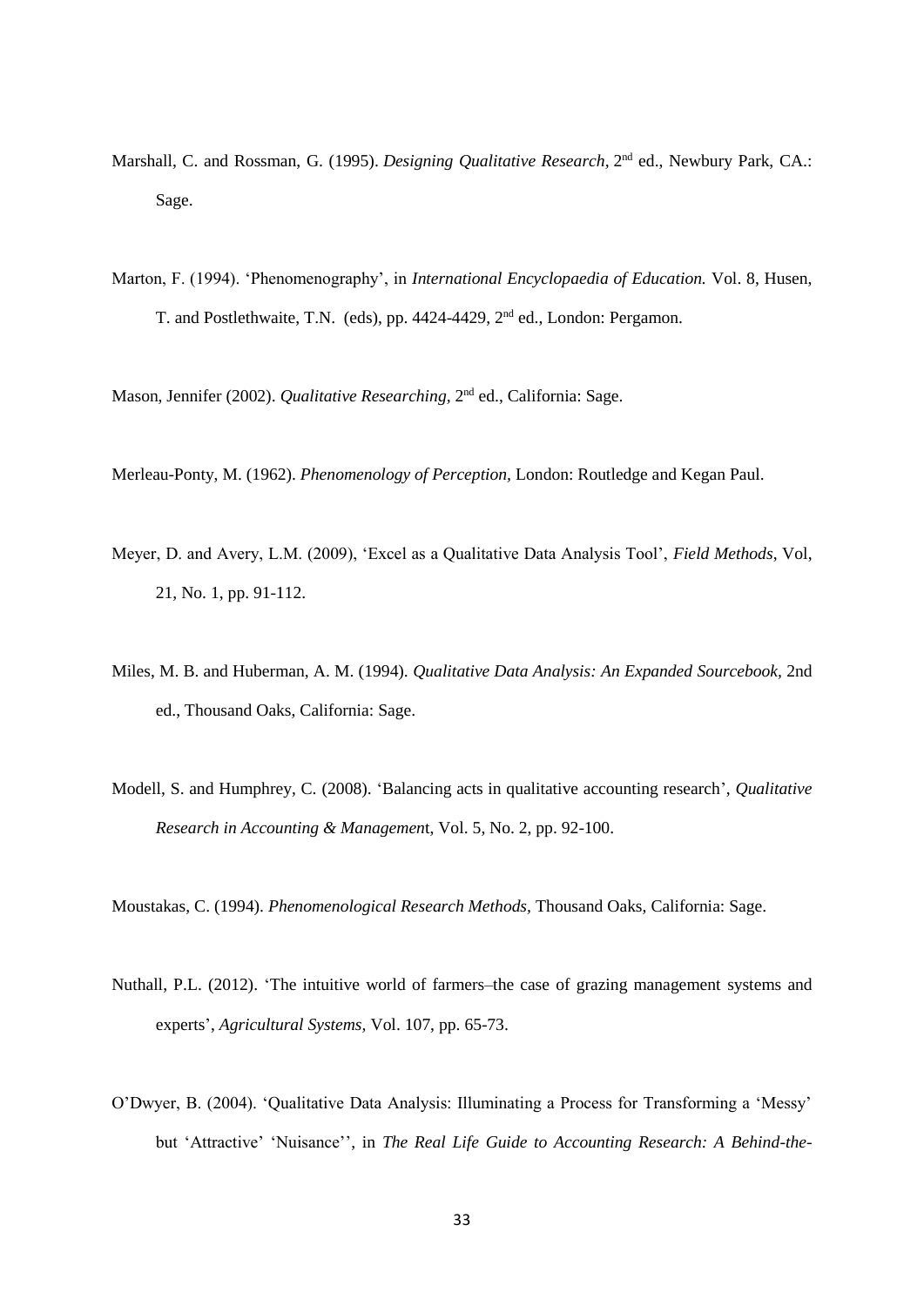Marshall, C. and Rossman, G. (1995). *Designing Qualitative Research*, 2nd ed., Newbury Park, CA.: Sage.

Marton, F. (1994). 'Phenomenography', in *International Encyclopaedia of Education.* Vol. 8, Husen, T. and Postlethwaite, T.N. (eds), pp. 4424-4429, 2nd ed., London: Pergamon.

Mason, Jennifer (2002). *Qualitative Researching*, 2nd ed., California: Sage.

Merleau-Ponty, M. (1962). *Phenomenology of Perception,* London: Routledge and Kegan Paul.

Meyer, D. and Avery, L.M. (2009), 'Excel as a Qualitative Data Analysis Tool', *Field Methods*, Vol, 21, No. 1, pp. 91-112.

Miles, M. B. and Huberman, A. M. (1994). *Qualitative Data Analysis: An Expanded Sourcebook,* 2nd ed., Thousand Oaks, California: Sage.

Modell, S. and Humphrey, C. (2008). 'Balancing acts in qualitative accounting research', *Qualitative Research in Accounting & Management*, Vol. 5, No. 2, pp. 92-100.

Moustakas, C. (1994). *Phenomenological Research Methods*, Thousand Oaks, California: Sage.

Nuthall, P.L. (2012). 'The intuitive world of farmers–the case of grazing management systems and experts', *Agricultural Systems*, Vol. 107, pp. 65-73.

O'Dwyer, B. (2004). 'Qualitative Data Analysis: Illuminating a Process for Transforming a 'Messy' but 'Attractive' 'Nuisance'', in *The Real Life Guide to Accounting Research: A Behind-the-*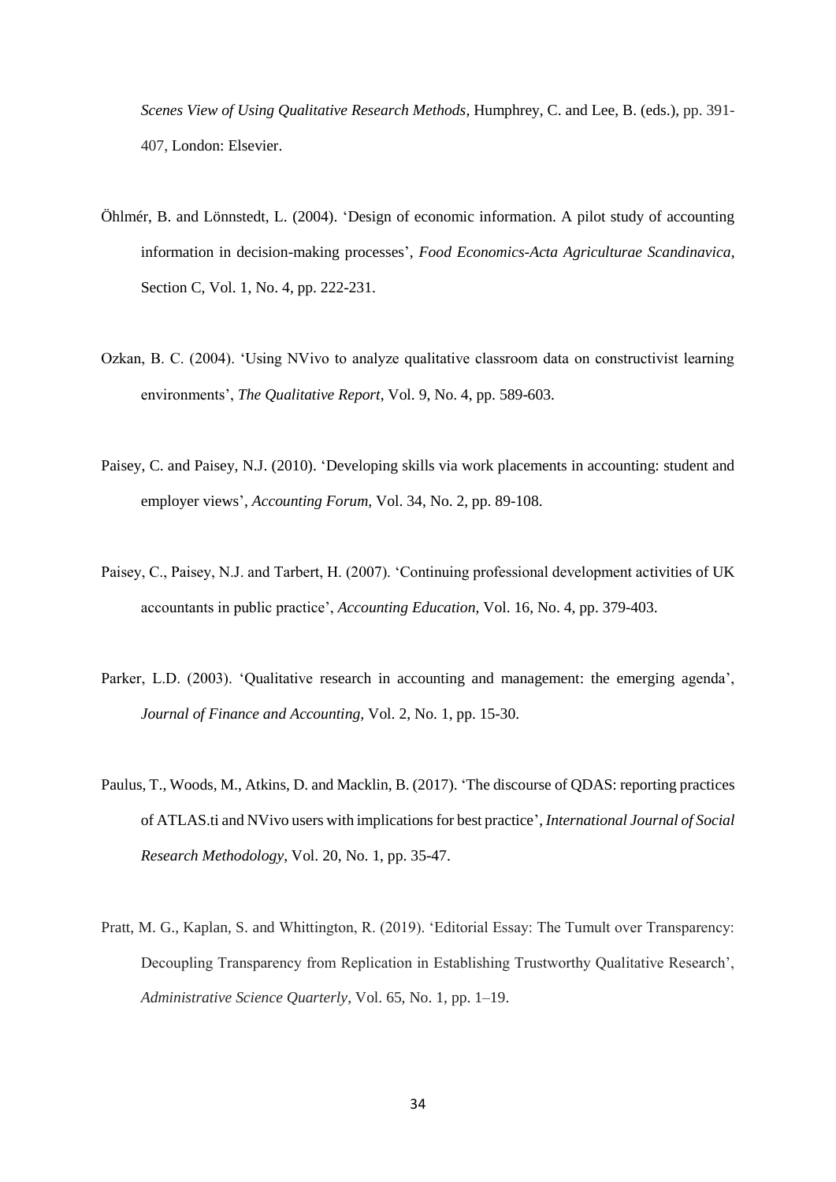*Scenes View of Using Qualitative Research Methods*, Humphrey, C. and Lee, B. (eds.), pp. 391-407, London: Elsevier.

Öhlmér, B. and Lönnstedt, L. (2004). 'Design of economic information. A pilot study of accounting information in decision-making processes', *Food Economics-Acta Agriculturae Scandinavica*, Section C, Vol. 1, No. 4, pp. 222-231.

Ozkan, B. C. (2004). 'Using NVivo to analyze qualitative classroom data on constructivist learning environments', *The Qualitative Report*, Vol. 9, No. 4, pp. 589-603.

Paisey, C. and Paisey, N.J. (2010). 'Developing skills via work placements in accounting: student and employer views', *Accounting Forum,* Vol. 34, No. 2, pp. 89-108.

Paisey, C., Paisey, N.J. and Tarbert, H. (2007). 'Continuing professional development activities of UK accountants in public practice', *Accounting Education,* Vol. 16, No. 4, pp. 379-403.

Parker, L.D. (2003). 'Qualitative research in accounting and management: the emerging agenda', *Journal of Finance and Accounting,* Vol. 2, No. 1, pp. 15-30.

Paulus, T., Woods, M., Atkins, D. and Macklin, B. (2017). 'The discourse of QDAS: reporting practices of ATLAS.ti and NVivo users with implications for best practice', *International Journal of Social Research Methodology*, Vol. 20, No. 1, pp. 35-47.

Pratt, M. G., Kaplan, S. and Whittington, R. (2019). 'Editorial Essay: The Tumult over Transparency: Decoupling Transparency from Replication in Establishing Trustworthy Qualitative Research', *Administrative Science Quarterly*, Vol. 65, No. 1, pp. 1–19.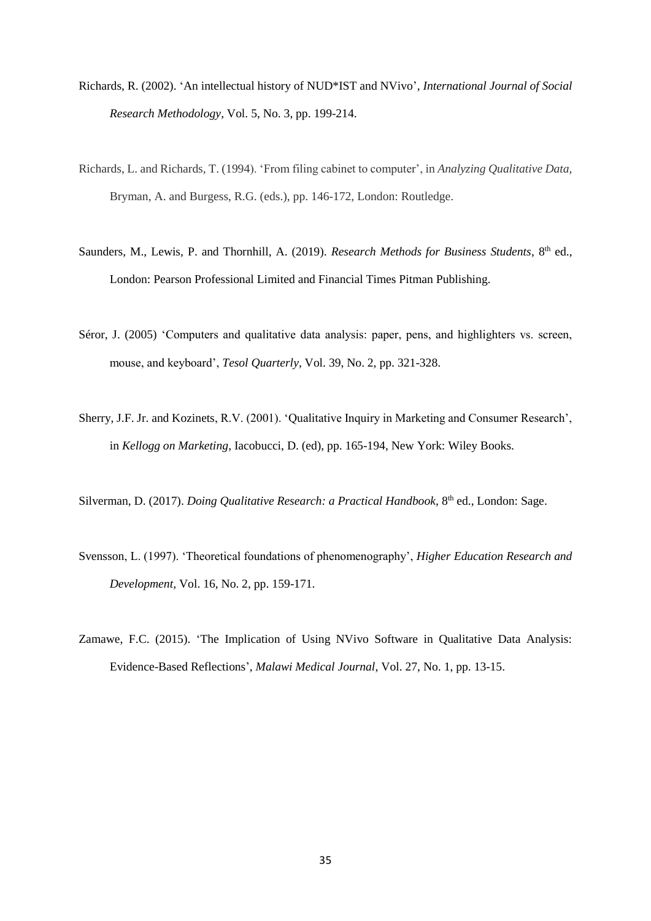Richards, R. (2002). 'An intellectual history of NUD*IST and NVivo', *International Journal of Social Research Methodology*, Vol. 5, No. 3, pp. 199-214.

Richards, L. and Richards, T. (1994). 'From filing cabinet to computer', in *Analyzing Qualitative Data*, Bryman, A. and Burgess, R.G. (eds.), pp. 146-172, London: Routledge.

Saunders, M., Lewis, P. and Thornhill, A. (2019). *Research Methods for Business Students*, 8th ed., London: Pearson Professional Limited and Financial Times Pitman Publishing.

Séror, J. (2005) 'Computers and qualitative data analysis: paper, pens, and highlighters vs. screen, mouse, and keyboard', *Tesol Quarterly*, Vol. 39, No. 2, pp. 321-328.

Sherry, J.F. Jr. and Kozinets, R.V. (2001). 'Qualitative Inquiry in Marketing and Consumer Research', in *Kellogg on Marketing*, Iacobucci, D. (ed), pp. 165-194, New York: Wiley Books.

Silverman, D. (2017). *Doing Qualitative Research: a Practical Handbook*, 8th ed., London: Sage.

Svensson, L. (1997). 'Theoretical foundations of phenomenography', *Higher Education Research and Development*, Vol. 16, No. 2, pp. 159-171.

Zamawe, F.C. (2015). 'The Implication of Using NVivo Software in Qualitative Data Analysis: Evidence-Based Reflections', *Malawi Medical Journal*, Vol. 27, No. 1, pp. 13-15.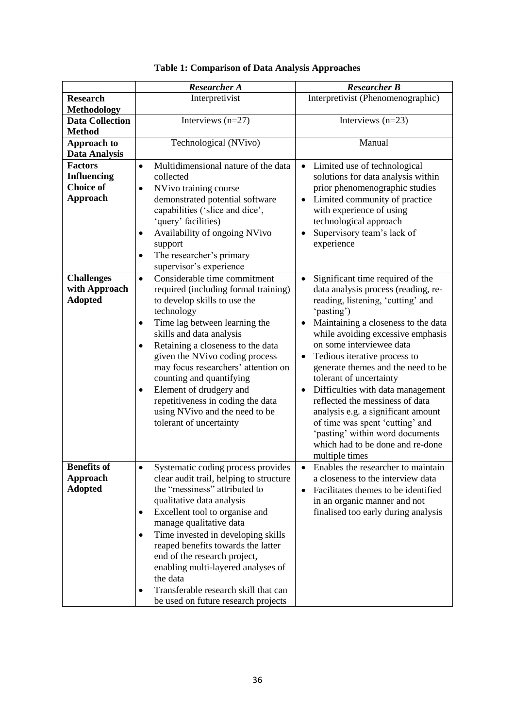**Table 1: Comparison of Data Analysis Approaches**

| | ***Researcher A*** | ***Researcher B*** |
|---|---|---|
| **Research Methodology** | Interpretivist | Interpretivist (Phenomenographic) |
| **Data Collection Method** | Interviews (n=27) | Interviews (n=23) |
| **Approach to Data Analysis** | Technological (NVivo) | Manual |
| **Factors Influencing Choice of Approach** | • Multidimensional nature of the data collected<br>• NVivo training course demonstrated potential software capabilities ('slice and dice', 'query' facilities)<br>• Availability of ongoing NVivo support<br>• The researcher's primary supervisor's experience | • Limited use of technological solutions for data analysis within prior phenomenographic studies<br>• Limited community of practice with experience of using technological approach<br>• Supervisory team's lack of experience |
| **Challenges with Approach Adopted** | • Considerable time commitment required (including formal training) to develop skills to use the technology<br>• Time lag between learning the skills and data analysis<br>• Retaining a closeness to the data given the NVivo coding process may focus researchers' attention on counting and quantifying<br>• Element of drudgery and repetitiveness in coding the data using NVivo and the need to be tolerant of uncertainty | • Significant time required of the data analysis process (reading, re-reading, listening, 'cutting' and 'pasting')<br>• Maintaining a closeness to the data while avoiding excessive emphasis on some interviewee data<br>• Tedious iterative process to generate themes and the need to be tolerant of uncertainty<br>• Difficulties with data management reflected the messiness of data analysis e.g. a significant amount of time was spent 'cutting' and 'pasting' within word documents which had to be done and re-done multiple times |
| **Benefits of Approach Adopted** | • Systematic coding process provides clear audit trail, helping to structure the "messiness" attributed to qualitative data analysis<br>• Excellent tool to organise and manage qualitative data<br>• Time invested in developing skills reaped benefits towards the latter end of the research project, enabling multi-layered analyses of the data<br>• Transferable research skill that can be used on future research projects | • Enables the researcher to maintain a closeness to the interview data<br>• Facilitates themes to be identified in an organic manner and not finalised too early during analysis |